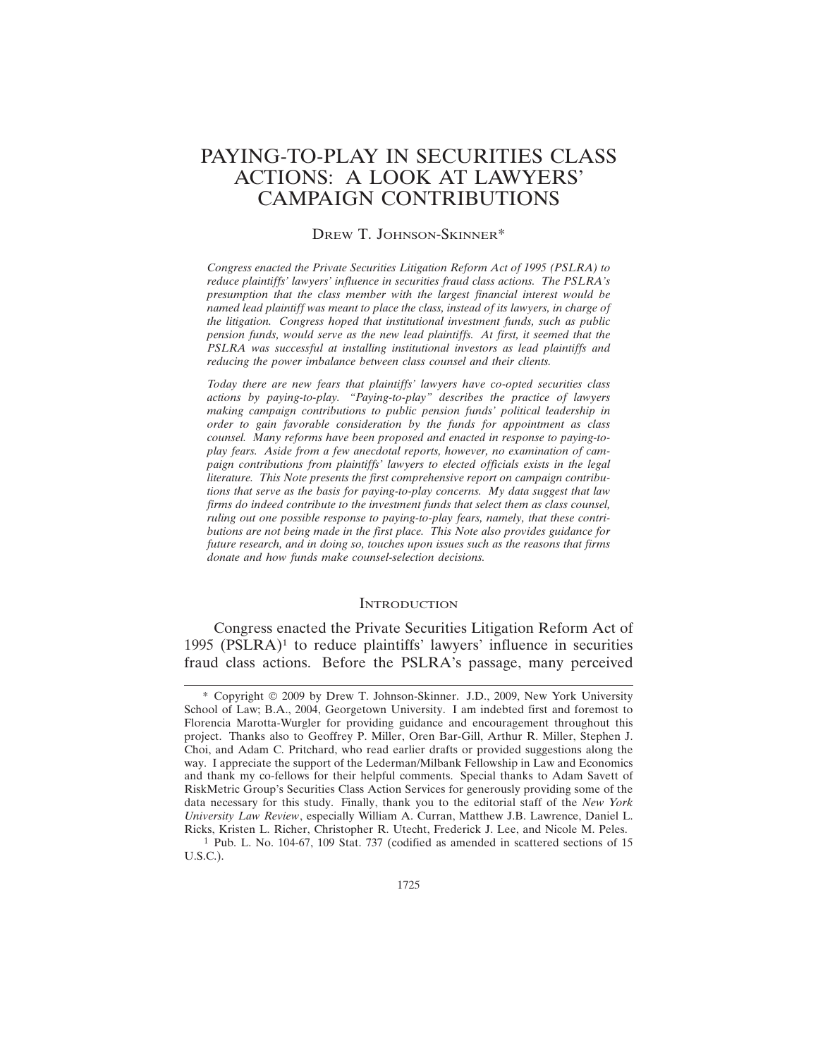# PAYING-TO-PLAY IN SECURITIES CLASS ACTIONS: A LOOK AT LAWYERS' CAMPAIGN CONTRIBUTIONS

DREW T. JOHNSON-SKINNER*

*Congress enacted the Private Securities Litigation Reform Act of 1995 (PSLRA) to reduce plaintiffs' lawyers' influence in securities fraud class actions. The PSLRA's presumption that the class member with the largest financial interest would be named lead plaintiff was meant to place the class, instead of its lawyers, in charge of the litigation. Congress hoped that institutional investment funds, such as public pension funds, would serve as the new lead plaintiffs. At first, it seemed that the PSLRA was successful at installing institutional investors as lead plaintiffs and reducing the power imbalance between class counsel and their clients.*

*Today there are new fears that plaintiffs' lawyers have co-opted securities class actions by paying-to-play. "Paying-to-play" describes the practice of lawyers making campaign contributions to public pension funds' political leadership in order to gain favorable consideration by the funds for appointment as class counsel. Many reforms have been proposed and enacted in response to paying-to-play fears. Aside from a few anecdotal reports, however, no examination of campaign contributions from plaintiffs' lawyers to elected officials exists in the legal literature. This Note presents the first comprehensive report on campaign contributions that serve as the basis for paying-to-play concerns. My data suggest that law firms do indeed contribute to the investment funds that select them as class counsel, ruling out one possible response to paying-to-play fears, namely, that these contributions are not being made in the first place. This Note also provides guidance for future research, and in doing so, touches upon issues such as the reasons that firms donate and how funds make counsel-selection decisions.*

## INTRODUCTION

Congress enacted the Private Securities Litigation Reform Act of 1995 (PSLRA)[1] to reduce plaintiffs' lawyers' influence in securities fraud class actions. Before the PSLRA's passage, many perceived

---

\* Copyright © 2009 by Drew T. Johnson-Skinner. J.D., 2009, New York University School of Law; B.A., 2004, Georgetown University. I am indebted first and foremost to Florencia Marotta-Wurgler for providing guidance and encouragement throughout this project. Thanks also to Geoffrey P. Miller, Oren Bar-Gill, Arthur R. Miller, Stephen J. Choi, and Adam C. Pritchard, who read earlier drafts or provided suggestions along the way. I appreciate the support of the Lederman/Milbank Fellowship in Law and Economics and thank my co-fellows for their helpful comments. Special thanks to Adam Savett of RiskMetric Group's Securities Class Action Services for generously providing some of the data necessary for this study. Finally, thank you to the editorial staff of the *New York University Law Review*, especially William A. Curran, Matthew J.B. Lawrence, Daniel L. Ricks, Kristen L. Richer, Christopher R. Utecht, Frederick J. Lee, and Nicole M. Peles.

[1] Pub. L. No. 104-67, 109 Stat. 737 (codified as amended in scattered sections of 15 U.S.C.).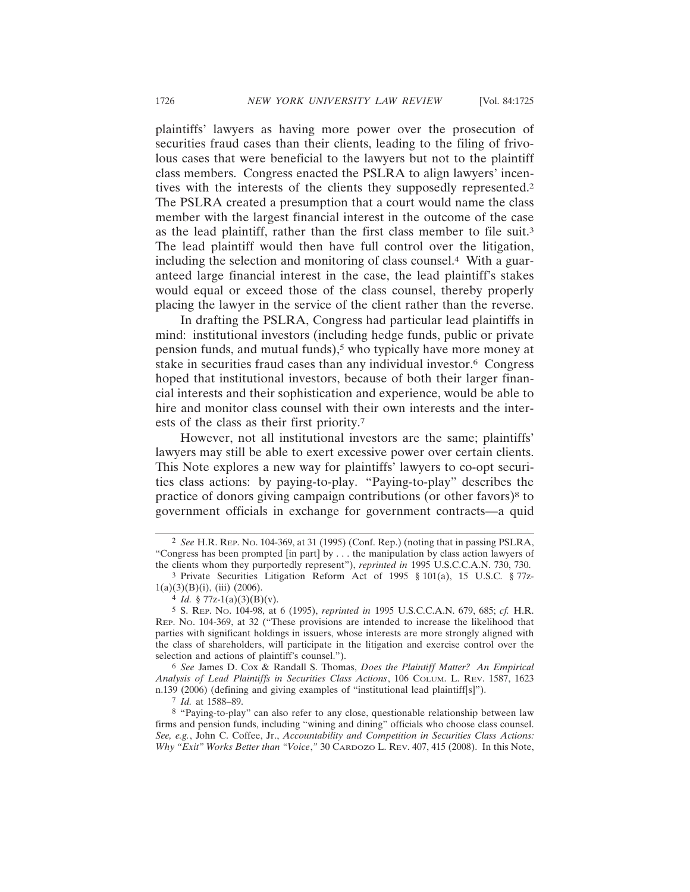plaintiffs' lawyers as having more power over the prosecution of securities fraud cases than their clients, leading to the filing of frivolous cases that were beneficial to the lawyers but not to the plaintiff class members. Congress enacted the PSLRA to align lawyers' incentives with the interests of the clients they supposedly represented.[2] The PSLRA created a presumption that a court would name the class member with the largest financial interest in the outcome of the case as the lead plaintiff, rather than the first class member to file suit.[3] The lead plaintiff would then have full control over the litigation, including the selection and monitoring of class counsel.[4] With a guaranteed large financial interest in the case, the lead plaintiff's stakes would equal or exceed those of the class counsel, thereby properly placing the lawyer in the service of the client rather than the reverse.

In drafting the PSLRA, Congress had particular lead plaintiffs in mind: institutional investors (including hedge funds, public or private pension funds, and mutual funds),[5] who typically have more money at stake in securities fraud cases than any individual investor.[6] Congress hoped that institutional investors, because of both their larger financial interests and their sophistication and experience, would be able to hire and monitor class counsel with their own interests and the interests of the class as their first priority.[7]

However, not all institutional investors are the same; plaintiffs' lawyers may still be able to exert excessive power over certain clients. This Note explores a new way for plaintiffs' lawyers to co-opt securities class actions: by paying-to-play. "Paying-to-play" describes the practice of donors giving campaign contributions (or other favors)[8] to government officials in exchange for government contracts—a quid

---

[2] *See* H.R. Rep. No. 104-369, at 31 (1995) (Conf. Rep.) (noting that in passing PSLRA, "Congress has been prompted [in part] by . . . the manipulation by class action lawyers of the clients whom they purportedly represent"), *reprinted in* 1995 U.S.C.C.A.N. 730, 730.

[3] Private Securities Litigation Reform Act of 1995 § 101(a), 15 U.S.C. § 77z-1(a)(3)(B)(i), (iii) (2006).

[4] *Id.* § 77z-1(a)(3)(B)(v).

[5] S. Rep. No. 104-98, at 6 (1995), *reprinted in* 1995 U.S.C.C.A.N. 679, 685; *cf.* H.R. Rep. No. 104-369, at 32 ("These provisions are intended to increase the likelihood that parties with significant holdings in issuers, whose interests are more strongly aligned with the class of shareholders, will participate in the litigation and exercise control over the selection and actions of plaintiff's counsel.").

[6] *See* James D. Cox & Randall S. Thomas, *Does the Plaintiff Matter? An Empirical Analysis of Lead Plaintiffs in Securities Class Actions*, 106 Colum. L. Rev. 1587, 1623 n.139 (2006) (defining and giving examples of "institutional lead plaintiff[s]").

[7] *Id.* at 1588–89.

[8] "Paying-to-play" can also refer to any close, questionable relationship between law firms and pension funds, including "wining and dining" officials who choose class counsel. *See, e.g.*, John C. Coffee, Jr., *Accountability and Competition in Securities Class Actions: Why "Exit" Works Better than "Voice*,*"* 30 Cardozo L. Rev. 407, 415 (2008). In this Note,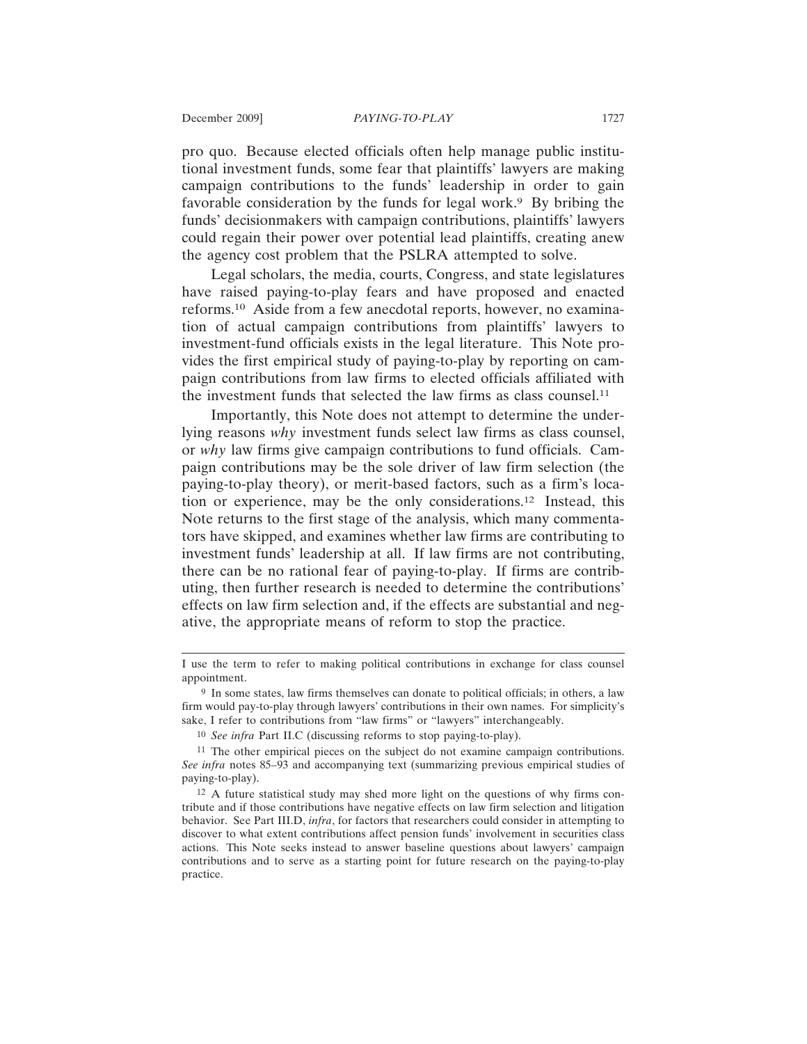pro quo. Because elected officials often help manage public institutional investment funds, some fear that plaintiffs' lawyers are making campaign contributions to the funds' leadership in order to gain favorable consideration by the funds for legal work.[9] By bribing the funds' decisionmakers with campaign contributions, plaintiffs' lawyers could regain their power over potential lead plaintiffs, creating anew the agency cost problem that the PSLRA attempted to solve.

Legal scholars, the media, courts, Congress, and state legislatures have raised paying-to-play fears and have proposed and enacted reforms.[10] Aside from a few anecdotal reports, however, no examination of actual campaign contributions from plaintiffs' lawyers to investment-fund officials exists in the legal literature. This Note provides the first empirical study of paying-to-play by reporting on campaign contributions from law firms to elected officials affiliated with the investment funds that selected the law firms as class counsel.[11]

Importantly, this Note does not attempt to determine the underlying reasons *why* investment funds select law firms as class counsel, or *why* law firms give campaign contributions to fund officials. Campaign contributions may be the sole driver of law firm selection (the paying-to-play theory), or merit-based factors, such as a firm's location or experience, may be the only considerations.[12] Instead, this Note returns to the first stage of the analysis, which many commentators have skipped, and examines whether law firms are contributing to investment funds' leadership at all. If law firms are not contributing, there can be no rational fear of paying-to-play. If firms are contributing, then further research is needed to determine the contributions' effects on law firm selection and, if the effects are substantial and negative, the appropriate means of reform to stop the practice.

---

I use the term to refer to making political contributions in exchange for class counsel appointment.

[9] In some states, law firms themselves can donate to political officials; in others, a law firm would pay-to-play through lawyers' contributions in their own names. For simplicity's sake, I refer to contributions from "law firms" or "lawyers" interchangeably.

[10] *See infra* Part II.C (discussing reforms to stop paying-to-play).

[11] The other empirical pieces on the subject do not examine campaign contributions. *See infra* notes 85–93 and accompanying text (summarizing previous empirical studies of paying-to-play).

[12] A future statistical study may shed more light on the questions of why firms contribute and if those contributions have negative effects on law firm selection and litigation behavior. See Part III.D, *infra*, for factors that researchers could consider in attempting to discover to what extent contributions affect pension funds' involvement in securities class actions. This Note seeks instead to answer baseline questions about lawyers' campaign contributions and to serve as a starting point for future research on the paying-to-play practice.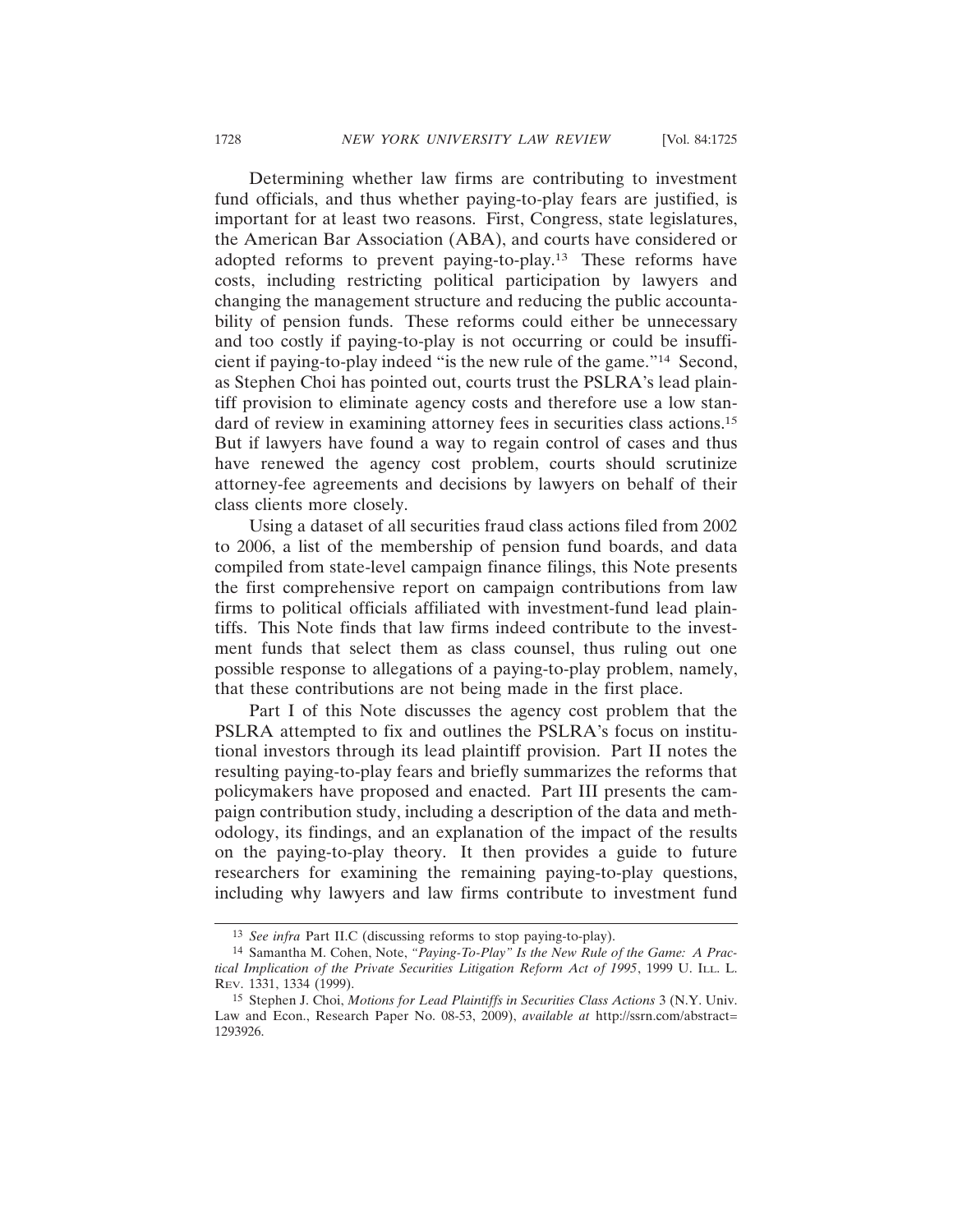Determining whether law firms are contributing to investment fund officials, and thus whether paying-to-play fears are justified, is important for at least two reasons. First, Congress, state legislatures, the American Bar Association (ABA), and courts have considered or adopted reforms to prevent paying-to-play.[13] These reforms have costs, including restricting political participation by lawyers and changing the management structure and reducing the public accountability of pension funds. These reforms could either be unnecessary and too costly if paying-to-play is not occurring or could be insufficient if paying-to-play indeed "is the new rule of the game."[14] Second, as Stephen Choi has pointed out, courts trust the PSLRA's lead plaintiff provision to eliminate agency costs and therefore use a low standard of review in examining attorney fees in securities class actions.[15] But if lawyers have found a way to regain control of cases and thus have renewed the agency cost problem, courts should scrutinize attorney-fee agreements and decisions by lawyers on behalf of their class clients more closely.

Using a dataset of all securities fraud class actions filed from 2002 to 2006, a list of the membership of pension fund boards, and data compiled from state-level campaign finance filings, this Note presents the first comprehensive report on campaign contributions from law firms to political officials affiliated with investment-fund lead plaintiffs. This Note finds that law firms indeed contribute to the investment funds that select them as class counsel, thus ruling out one possible response to allegations of a paying-to-play problem, namely, that these contributions are not being made in the first place.

Part I of this Note discusses the agency cost problem that the PSLRA attempted to fix and outlines the PSLRA's focus on institutional investors through its lead plaintiff provision. Part II notes the resulting paying-to-play fears and briefly summarizes the reforms that policymakers have proposed and enacted. Part III presents the campaign contribution study, including a description of the data and methodology, its findings, and an explanation of the impact of the results on the paying-to-play theory. It then provides a guide to future researchers for examining the remaining paying-to-play questions, including why lawyers and law firms contribute to investment fund

---

[13] *See infra* Part II.C (discussing reforms to stop paying-to-play).

[14] Samantha M. Cohen, Note, *"Paying-To-Play" Is the New Rule of the Game: A Practical Implication of the Private Securities Litigation Reform Act of 1995*, 1999 U. ILL. L. REV. 1331, 1334 (1999).

[15] Stephen J. Choi, *Motions for Lead Plaintiffs in Securities Class Actions* 3 (N.Y. Univ. Law and Econ., Research Paper No. 08-53, 2009), *available at* http://ssrn.com/abstract=1293926.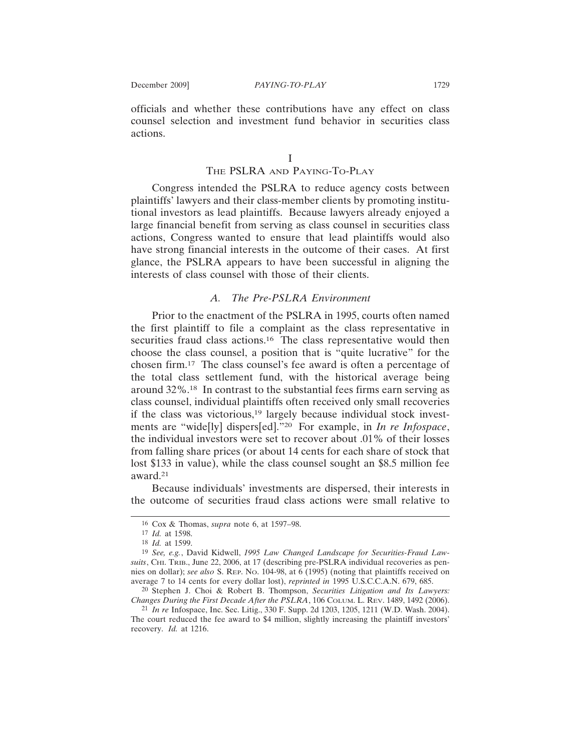officials and whether these contributions have any effect on class counsel selection and investment fund behavior in securities class actions.

# I
# THE PSLRA AND PAYING-TO-PLAY

Congress intended the PSLRA to reduce agency costs between plaintiffs' lawyers and their class-member clients by promoting institutional investors as lead plaintiffs. Because lawyers already enjoyed a large financial benefit from serving as class counsel in securities class actions, Congress wanted to ensure that lead plaintiffs would also have strong financial interests in the outcome of their cases. At first glance, the PSLRA appears to have been successful in aligning the interests of class counsel with those of their clients.

## *A. The Pre-PSLRA Environment*

Prior to the enactment of the PSLRA in 1995, courts often named the first plaintiff to file a complaint as the class representative in securities fraud class actions.[16] The class representative would then choose the class counsel, a position that is "quite lucrative" for the chosen firm.[17] The class counsel's fee award is often a percentage of the total class settlement fund, with the historical average being around 32%.[18] In contrast to the substantial fees firms earn serving as class counsel, individual plaintiffs often received only small recoveries if the class was victorious,[19] largely because individual stock investments are "wide[ly] dispers[ed]."[20] For example, in *In re Infospace*, the individual investors were set to recover about .01% of their losses from falling share prices (or about 14 cents for each share of stock that lost $133 in value), while the class counsel sought an $8.5 million fee award.[21]

Because individuals' investments are dispersed, their interests in the outcome of securities fraud class actions were small relative to

---

[16] Cox & Thomas, *supra* note 6, at 1597–98.

[17] *Id.* at 1598.

[18] *Id.* at 1599.

[19] *See, e.g.*, David Kidwell, *1995 Law Changed Landscape for Securities-Fraud Lawsuits*, CHI. TRIB., June 22, 2006, at 17 (describing pre-PSLRA individual recoveries as pennies on dollar); *see also* S. REP. NO. 104-98, at 6 (1995) (noting that plaintiffs received on average 7 to 14 cents for every dollar lost), *reprinted in* 1995 U.S.C.C.A.N. 679, 685.

[20] Stephen J. Choi & Robert B. Thompson, *Securities Litigation and Its Lawyers: Changes During the First Decade After the PSLRA*, 106 COLUM. L. REV. 1489, 1492 (2006).

[21] *In re* Infospace, Inc. Sec. Litig., 330 F. Supp. 2d 1203, 1205, 1211 (W.D. Wash. 2004). The court reduced the fee award to $4 million, slightly increasing the plaintiff investors' recovery. *Id.* at 1216.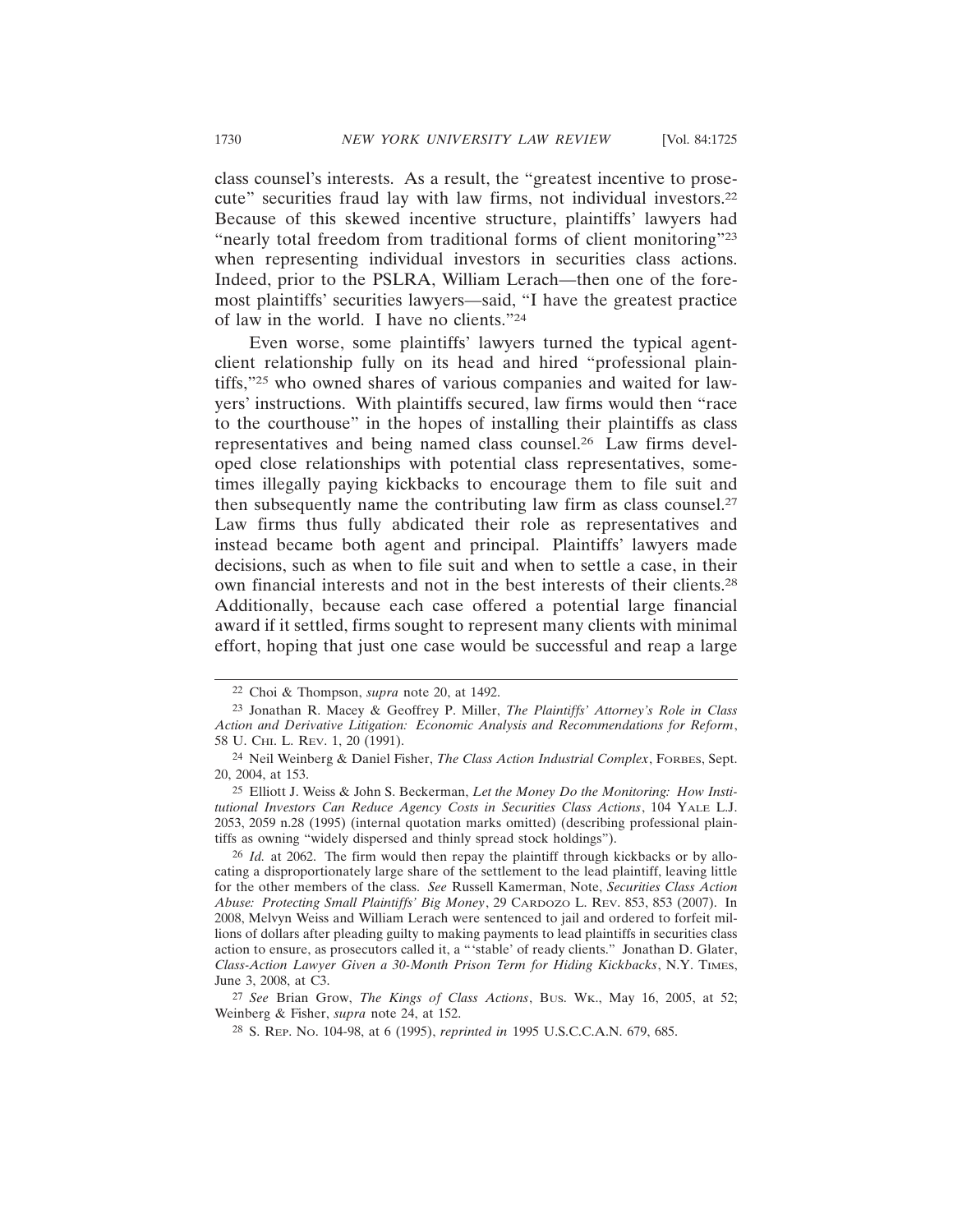class counsel's interests. As a result, the "greatest incentive to prosecute" securities fraud lay with law firms, not individual investors.[22] Because of this skewed incentive structure, plaintiffs' lawyers had "nearly total freedom from traditional forms of client monitoring"[23] when representing individual investors in securities class actions. Indeed, prior to the PSLRA, William Lerach—then one of the foremost plaintiffs' securities lawyers—said, "I have the greatest practice of law in the world. I have no clients."[24]

Even worse, some plaintiffs' lawyers turned the typical agent-client relationship fully on its head and hired "professional plaintiffs,"[25] who owned shares of various companies and waited for lawyers' instructions. With plaintiffs secured, law firms would then "race to the courthouse" in the hopes of installing their plaintiffs as class representatives and being named class counsel.[26] Law firms developed close relationships with potential class representatives, sometimes illegally paying kickbacks to encourage them to file suit and then subsequently name the contributing law firm as class counsel.[27] Law firms thus fully abdicated their role as representatives and instead became both agent and principal. Plaintiffs' lawyers made decisions, such as when to file suit and when to settle a case, in their own financial interests and not in the best interests of their clients.[28] Additionally, because each case offered a potential large financial award if it settled, firms sought to represent many clients with minimal effort, hoping that just one case would be successful and reap a large

---

[22] Choi & Thompson, *supra* note 20, at 1492.

[23] Jonathan R. Macey & Geoffrey P. Miller, *The Plaintiffs' Attorney's Role in Class Action and Derivative Litigation: Economic Analysis and Recommendations for Reform*, 58 U. CHI. L. REV. 1, 20 (1991).

[24] Neil Weinberg & Daniel Fisher, *The Class Action Industrial Complex*, FORBES, Sept. 20, 2004, at 153.

[25] Elliott J. Weiss & John S. Beckerman, *Let the Money Do the Monitoring: How Institutional Investors Can Reduce Agency Costs in Securities Class Actions*, 104 YALE L.J. 2053, 2059 n.28 (1995) (internal quotation marks omitted) (describing professional plaintiffs as owning "widely dispersed and thinly spread stock holdings").

[26] *Id.* at 2062. The firm would then repay the plaintiff through kickbacks or by allocating a disproportionately large share of the settlement to the lead plaintiff, leaving little for the other members of the class. *See* Russell Kamerman, Note, *Securities Class Action Abuse: Protecting Small Plaintiffs' Big Money*, 29 CARDOZO L. REV. 853, 853 (2007). In 2008, Melvyn Weiss and William Lerach were sentenced to jail and ordered to forfeit millions of dollars after pleading guilty to making payments to lead plaintiffs in securities class action to ensure, as prosecutors called it, a "'stable' of ready clients." Jonathan D. Glater, *Class-Action Lawyer Given a 30-Month Prison Term for Hiding Kickbacks*, N.Y. TIMES, June 3, 2008, at C3.

[27] *See* Brian Grow, *The Kings of Class Actions*, BUS. WK., May 16, 2005, at 52; Weinberg & Fisher, *supra* note 24, at 152.

[28] S. REP. NO. 104-98, at 6 (1995), *reprinted in* 1995 U.S.C.C.A.N. 679, 685.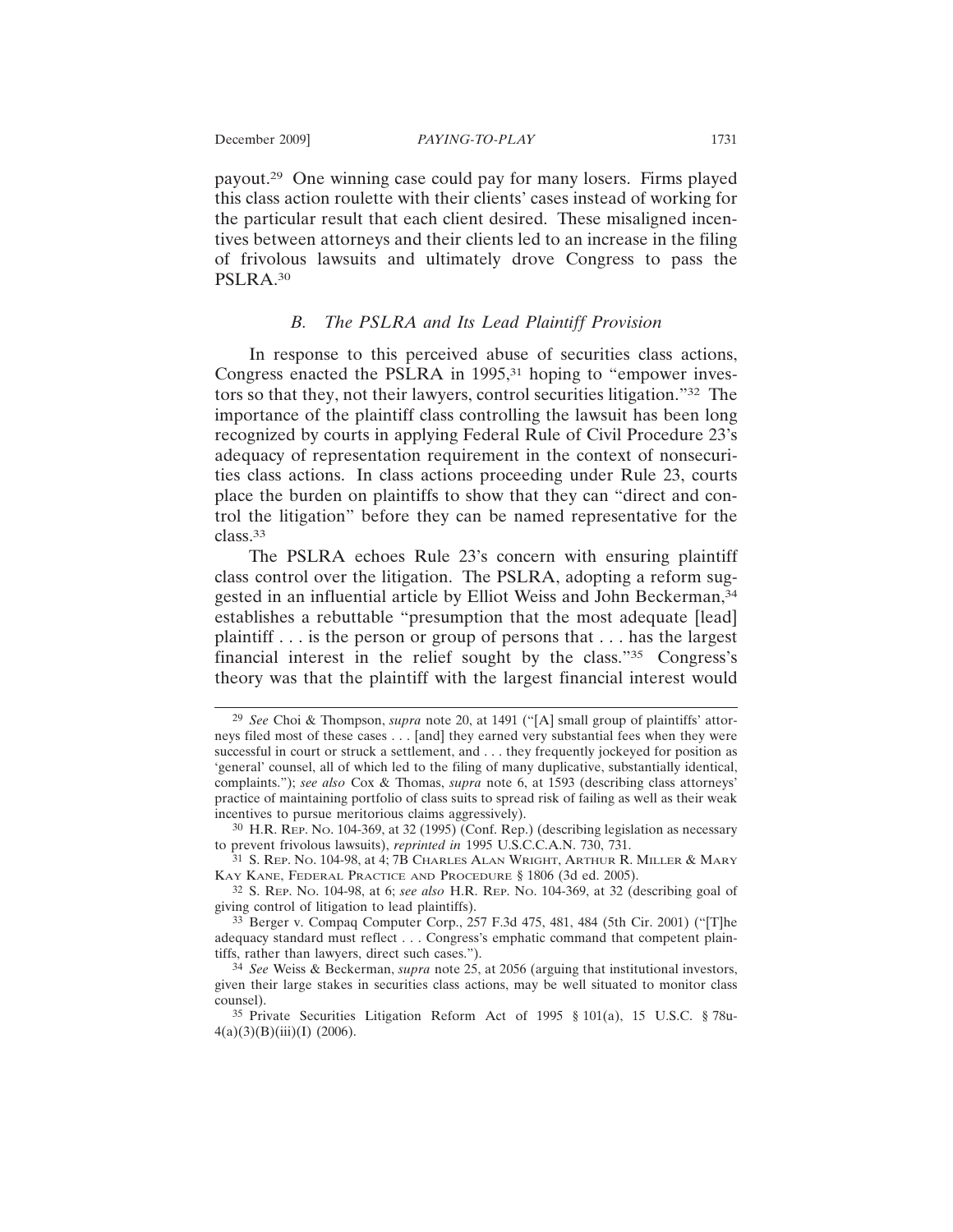payout.[29] One winning case could pay for many losers. Firms played this class action roulette with their clients' cases instead of working for the particular result that each client desired. These misaligned incentives between attorneys and their clients led to an increase in the filing of frivolous lawsuits and ultimately drove Congress to pass the PSLRA.[30]

### *B. The PSLRA and Its Lead Plaintiff Provision*

In response to this perceived abuse of securities class actions, Congress enacted the PSLRA in 1995,[31] hoping to "empower investors so that they, not their lawyers, control securities litigation."[32] The importance of the plaintiff class controlling the lawsuit has been long recognized by courts in applying Federal Rule of Civil Procedure 23's adequacy of representation requirement in the context of nonsecurities class actions. In class actions proceeding under Rule 23, courts place the burden on plaintiffs to show that they can "direct and control the litigation" before they can be named representative for the class.[33]

The PSLRA echoes Rule 23's concern with ensuring plaintiff class control over the litigation. The PSLRA, adopting a reform suggested in an influential article by Elliot Weiss and John Beckerman,[34] establishes a rebuttable "presumption that the most adequate [lead] plaintiff . . . is the person or group of persons that . . . has the largest financial interest in the relief sought by the class."[35] Congress's theory was that the plaintiff with the largest financial interest would

---

[29] *See* Choi & Thompson, *supra* note 20, at 1491 ("[A] small group of plaintiffs' attorneys filed most of these cases . . . [and] they earned very substantial fees when they were successful in court or struck a settlement, and . . . they frequently jockeyed for position as 'general' counsel, all of which led to the filing of many duplicative, substantially identical, complaints."); *see also* Cox & Thomas, *supra* note 6, at 1593 (describing class attorneys' practice of maintaining portfolio of class suits to spread risk of failing as well as their weak incentives to pursue meritorious claims aggressively).

[30] H.R. REP. NO. 104-369, at 32 (1995) (Conf. Rep.) (describing legislation as necessary to prevent frivolous lawsuits), *reprinted in* 1995 U.S.C.C.A.N. 730, 731.

[31] S. REP. NO. 104-98, at 4; 7B CHARLES ALAN WRIGHT, ARTHUR R. MILLER & MARY KAY KANE, FEDERAL PRACTICE AND PROCEDURE § 1806 (3d ed. 2005).

[32] S. REP. NO. 104-98, at 6; *see also* H.R. REP. NO. 104-369, at 32 (describing goal of giving control of litigation to lead plaintiffs).

[33] Berger v. Compaq Computer Corp., 257 F.3d 475, 481, 484 (5th Cir. 2001) ("[T]he adequacy standard must reflect . . . Congress's emphatic command that competent plaintiffs, rather than lawyers, direct such cases.").

[34] *See* Weiss & Beckerman, *supra* note 25, at 2056 (arguing that institutional investors, given their large stakes in securities class actions, may be well situated to monitor class counsel).

[35] Private Securities Litigation Reform Act of 1995 § 101(a), 15 U.S.C. § 78u-4(a)(3)(B)(iii)(I) (2006).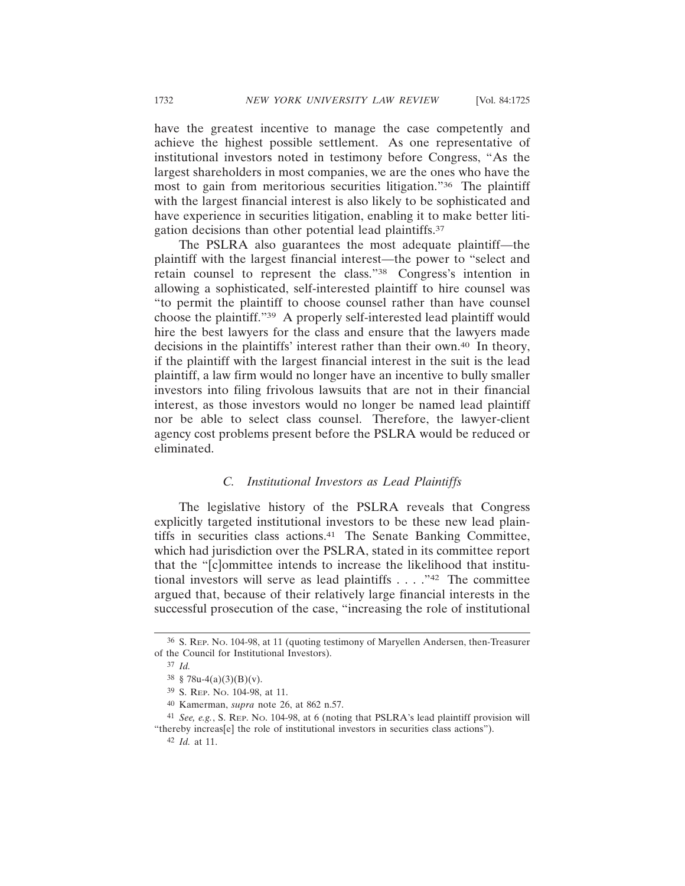have the greatest incentive to manage the case competently and achieve the highest possible settlement. As one representative of institutional investors noted in testimony before Congress, "As the largest shareholders in most companies, we are the ones who have the most to gain from meritorious securities litigation."[36] The plaintiff with the largest financial interest is also likely to be sophisticated and have experience in securities litigation, enabling it to make better litigation decisions than other potential lead plaintiffs.[37]

The PSLRA also guarantees the most adequate plaintiff—the plaintiff with the largest financial interest—the power to "select and retain counsel to represent the class."[38] Congress's intention in allowing a sophisticated, self-interested plaintiff to hire counsel was "to permit the plaintiff to choose counsel rather than have counsel choose the plaintiff."[39] A properly self-interested lead plaintiff would hire the best lawyers for the class and ensure that the lawyers made decisions in the plaintiffs' interest rather than their own.[40] In theory, if the plaintiff with the largest financial interest in the suit is the lead plaintiff, a law firm would no longer have an incentive to bully smaller investors into filing frivolous lawsuits that are not in their financial interest, as those investors would no longer be named lead plaintiff nor be able to select class counsel. Therefore, the lawyer-client agency cost problems present before the PSLRA would be reduced or eliminated.

### C. *Institutional Investors as Lead Plaintiffs*

The legislative history of the PSLRA reveals that Congress explicitly targeted institutional investors to be these new lead plaintiffs in securities class actions.[41] The Senate Banking Committee, which had jurisdiction over the PSLRA, stated in its committee report that the "[c]ommittee intends to increase the likelihood that institutional investors will serve as lead plaintiffs . . . ."[42] The committee argued that, because of their relatively large financial interests in the successful prosecution of the case, "increasing the role of institutional

---

[36] S. Rep. No. 104-98, at 11 (quoting testimony of Maryellen Andersen, then-Treasurer of the Council for Institutional Investors).

[37] *Id.*

[38] § 78u-4(a)(3)(B)(v).

[39] S. Rep. No. 104-98, at 11.

[40] Kamerman, *supra* note 26, at 862 n.57.

[41] *See, e.g.*, S. Rep. No. 104-98, at 6 (noting that PSLRA's lead plaintiff provision will "thereby increas[e] the role of institutional investors in securities class actions").

[42] *Id.* at 11.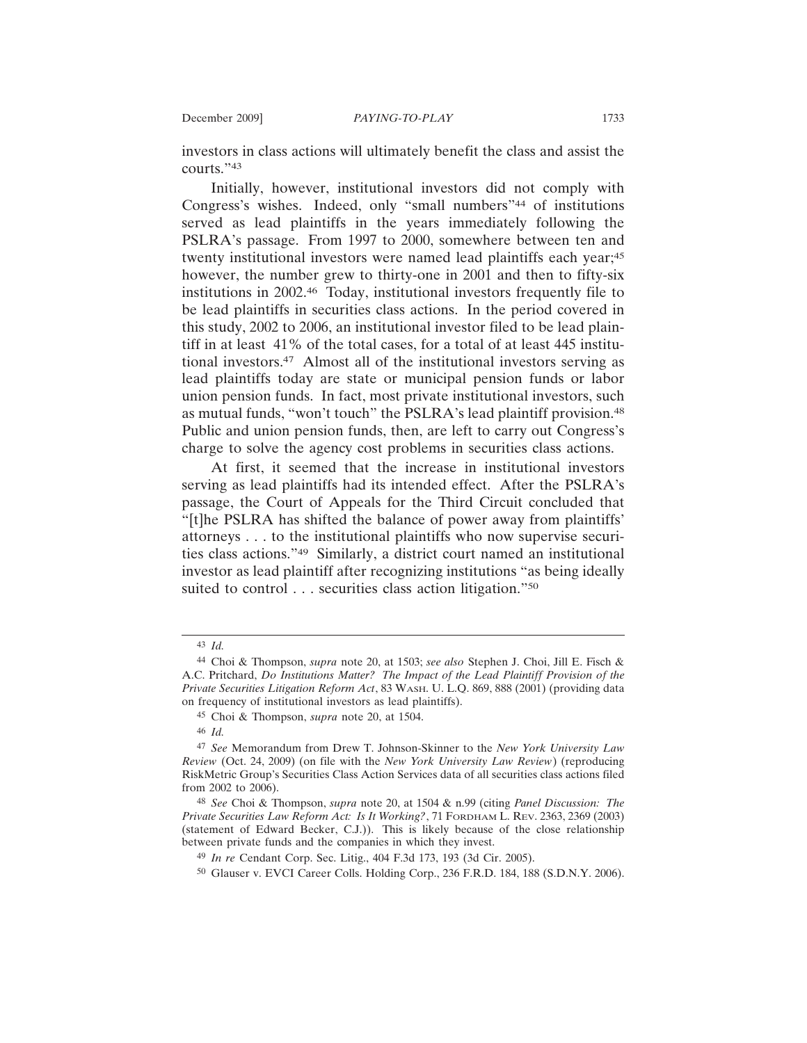investors in class actions will ultimately benefit the class and assist the courts."[43]

Initially, however, institutional investors did not comply with Congress's wishes. Indeed, only "small numbers"[44] of institutions served as lead plaintiffs in the years immediately following the PSLRA's passage. From 1997 to 2000, somewhere between ten and twenty institutional investors were named lead plaintiffs each year;[45] however, the number grew to thirty-one in 2001 and then to fifty-six institutions in 2002.[46] Today, institutional investors frequently file to be lead plaintiffs in securities class actions. In the period covered in this study, 2002 to 2006, an institutional investor filed to be lead plaintiff in at least 41% of the total cases, for a total of at least 445 institutional investors.[47] Almost all of the institutional investors serving as lead plaintiffs today are state or municipal pension funds or labor union pension funds. In fact, most private institutional investors, such as mutual funds, "won't touch" the PSLRA's lead plaintiff provision.[48] Public and union pension funds, then, are left to carry out Congress's charge to solve the agency cost problems in securities class actions.

At first, it seemed that the increase in institutional investors serving as lead plaintiffs had its intended effect. After the PSLRA's passage, the Court of Appeals for the Third Circuit concluded that "[t]he PSLRA has shifted the balance of power away from plaintiffs' attorneys . . . to the institutional plaintiffs who now supervise securities class actions."[49] Similarly, a district court named an institutional investor as lead plaintiff after recognizing institutions "as being ideally suited to control . . . securities class action litigation."[50]

---

[43] *Id.*

[44] Choi & Thompson, *supra* note 20, at 1503; *see also* Stephen J. Choi, Jill E. Fisch & A.C. Pritchard, *Do Institutions Matter? The Impact of the Lead Plaintiff Provision of the Private Securities Litigation Reform Act*, 83 WASH. U. L.Q. 869, 888 (2001) (providing data on frequency of institutional investors as lead plaintiffs).

[45] Choi & Thompson, *supra* note 20, at 1504.

[46] *Id.*

[47] *See* Memorandum from Drew T. Johnson-Skinner to the *New York University Law Review* (Oct. 24, 2009) (on file with the *New York University Law Review*) (reproducing RiskMetric Group's Securities Class Action Services data of all securities class actions filed from 2002 to 2006).

[48] *See* Choi & Thompson, *supra* note 20, at 1504 & n.99 (citing *Panel Discussion: The Private Securities Law Reform Act: Is It Working?*, 71 FORDHAM L. REV. 2363, 2369 (2003) (statement of Edward Becker, C.J.)). This is likely because of the close relationship between private funds and the companies in which they invest.

[49] *In re* Cendant Corp. Sec. Litig., 404 F.3d 173, 193 (3d Cir. 2005).

[50] Glauser v. EVCI Career Colls. Holding Corp., 236 F.R.D. 184, 188 (S.D.N.Y. 2006).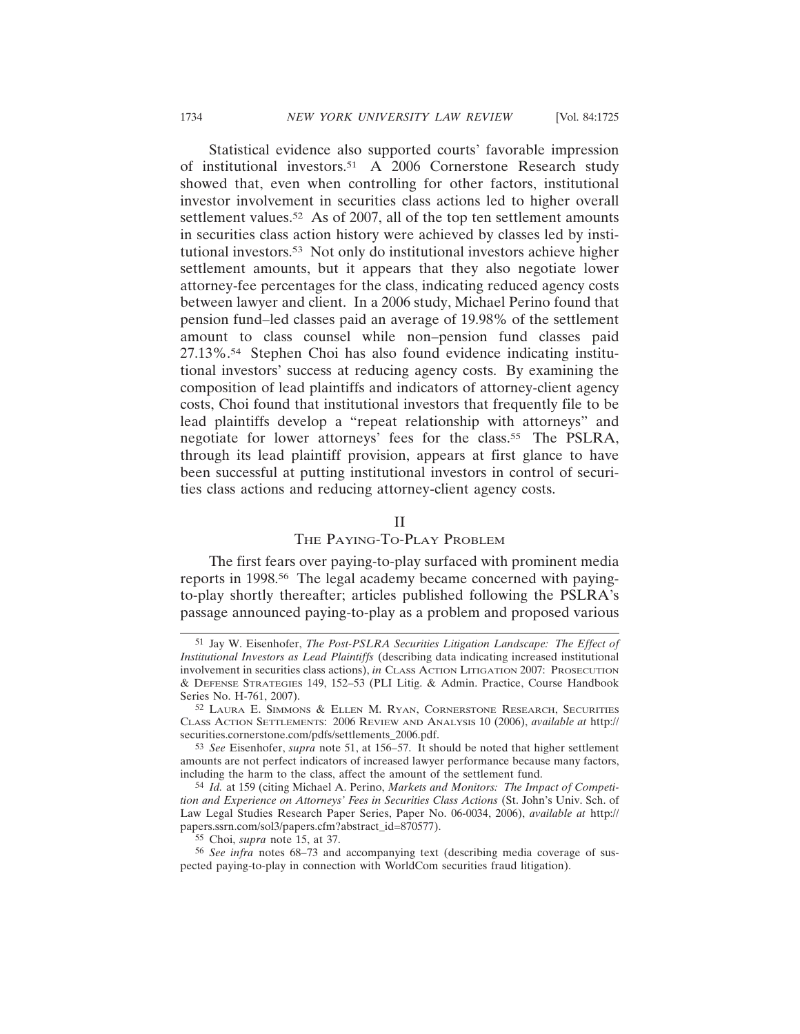Statistical evidence also supported courts' favorable impression of institutional investors.[51] A 2006 Cornerstone Research study showed that, even when controlling for other factors, institutional investor involvement in securities class actions led to higher overall settlement values.[52] As of 2007, all of the top ten settlement amounts in securities class action history were achieved by classes led by institutional investors.[53] Not only do institutional investors achieve higher settlement amounts, but it appears that they also negotiate lower attorney-fee percentages for the class, indicating reduced agency costs between lawyer and client. In a 2006 study, Michael Perino found that pension fund–led classes paid an average of 19.98% of the settlement amount to class counsel while non–pension fund classes paid 27.13%.[54] Stephen Choi has also found evidence indicating institutional investors' success at reducing agency costs. By examining the composition of lead plaintiffs and indicators of attorney-client agency costs, Choi found that institutional investors that frequently file to be lead plaintiffs develop a "repeat relationship with attorneys" and negotiate for lower attorneys' fees for the class.[55] The PSLRA, through its lead plaintiff provision, appears at first glance to have been successful at putting institutional investors in control of securities class actions and reducing attorney-client agency costs.

## II
## The Paying-To-Play Problem

The first fears over paying-to-play surfaced with prominent media reports in 1998.[56] The legal academy became concerned with paying-to-play shortly thereafter; articles published following the PSLRA's passage announced paying-to-play as a problem and proposed various

---

[51] Jay W. Eisenhofer, *The Post-PSLRA Securities Litigation Landscape: The Effect of Institutional Investors as Lead Plaintiffs* (describing data indicating increased institutional involvement in securities class actions), *in* Class Action Litigation 2007: Prosecution & Defense Strategies 149, 152–53 (PLI Litig. & Admin. Practice, Course Handbook Series No. H-761, 2007).

[52] Laura E. Simmons & Ellen M. Ryan, Cornerstone Research, Securities Class Action Settlements: 2006 Review and Analysis 10 (2006), *available at* http://securities.cornerstone.com/pdfs/settlements_2006.pdf.

[53] *See* Eisenhofer, *supra* note 51, at 156–57. It should be noted that higher settlement amounts are not perfect indicators of increased lawyer performance because many factors, including the harm to the class, affect the amount of the settlement fund.

[54] *Id.* at 159 (citing Michael A. Perino, *Markets and Monitors: The Impact of Competition and Experience on Attorneys' Fees in Securities Class Actions* (St. John's Univ. Sch. of Law Legal Studies Research Paper Series, Paper No. 06-0034, 2006), *available at* http://papers.ssrn.com/sol3/papers.cfm?abstract_id=870577).

[55] Choi, *supra* note 15, at 37.

[56] *See infra* notes 68–73 and accompanying text (describing media coverage of suspected paying-to-play in connection with WorldCom securities fraud litigation).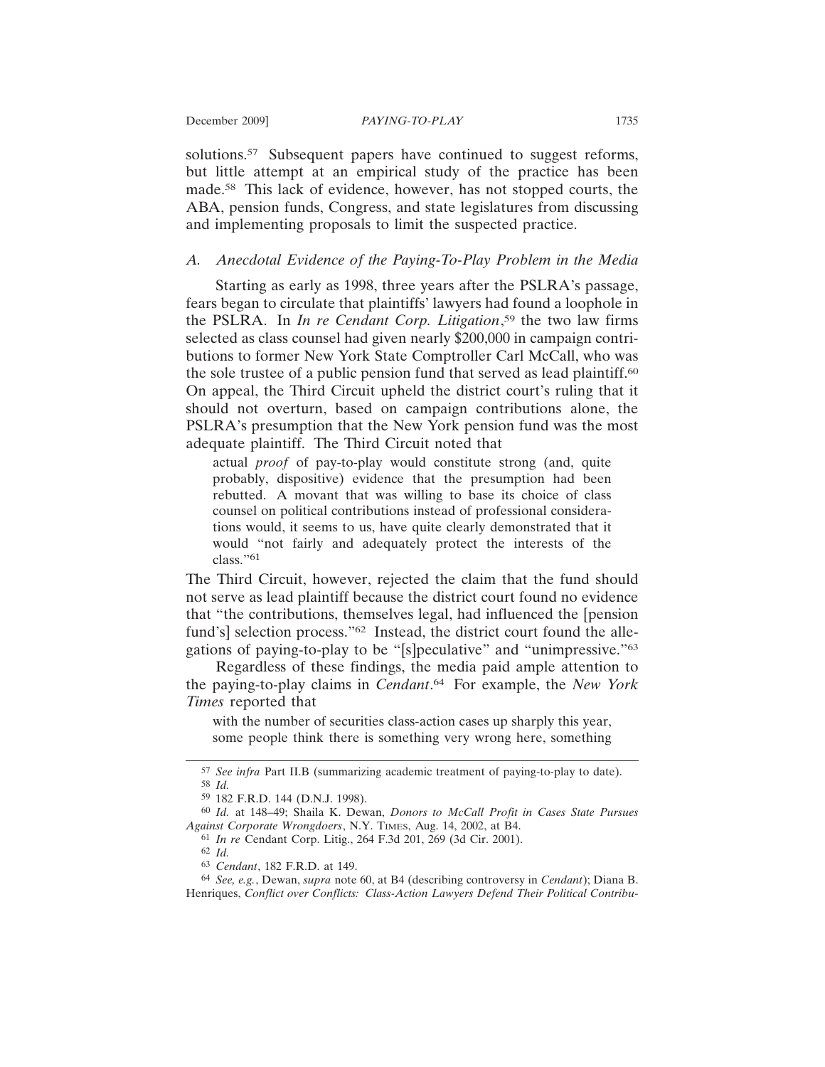solutions.[57] Subsequent papers have continued to suggest reforms, but little attempt at an empirical study of the practice has been made.[58] This lack of evidence, however, has not stopped courts, the ABA, pension funds, Congress, and state legislatures from discussing and implementing proposals to limit the suspected practice.

### *A. Anecdotal Evidence of the Paying-To-Play Problem in the Media*

Starting as early as 1998, three years after the PSLRA's passage, fears began to circulate that plaintiffs' lawyers had found a loophole in the PSLRA. In *In re Cendant Corp. Litigation*,[59] the two law firms selected as class counsel had given nearly $200,000 in campaign contributions to former New York State Comptroller Carl McCall, who was the sole trustee of a public pension fund that served as lead plaintiff.[60] On appeal, the Third Circuit upheld the district court's ruling that it should not overturn, based on campaign contributions alone, the PSLRA's presumption that the New York pension fund was the most adequate plaintiff. The Third Circuit noted that

> actual *proof* of pay-to-play would constitute strong (and, quite probably, dispositive) evidence that the presumption had been rebutted. A movant that was willing to base its choice of class counsel on political contributions instead of professional considerations would, it seems to us, have quite clearly demonstrated that it would "not fairly and adequately protect the interests of the class."[61]

The Third Circuit, however, rejected the claim that the fund should not serve as lead plaintiff because the district court found no evidence that "the contributions, themselves legal, had influenced the [pension fund's] selection process."[62] Instead, the district court found the allegations of paying-to-play to be "[s]peculative" and "unimpressive."[63]

Regardless of these findings, the media paid ample attention to the paying-to-play claims in *Cendant*.[64] For example, the *New York Times* reported that

> with the number of securities class-action cases up sharply this year, some people think there is something very wrong here, something

---

[57] *See infra* Part II.B (summarizing academic treatment of paying-to-play to date).

[58] *Id.*

[59] 182 F.R.D. 144 (D.N.J. 1998).

[60] *Id.* at 148–49; Shaila K. Dewan, *Donors to McCall Profit in Cases State Pursues Against Corporate Wrongdoers*, N.Y. TIMES, Aug. 14, 2002, at B4.

[61] *In re* Cendant Corp. Litig., 264 F.3d 201, 269 (3d Cir. 2001).

[62] *Id.*

[63] *Cendant*, 182 F.R.D. at 149.

[64] *See, e.g.*, Dewan, *supra* note 60, at B4 (describing controversy in *Cendant*); Diana B. Henriques, *Conflict over Conflicts: Class-Action Lawyers Defend Their Political Contribu-*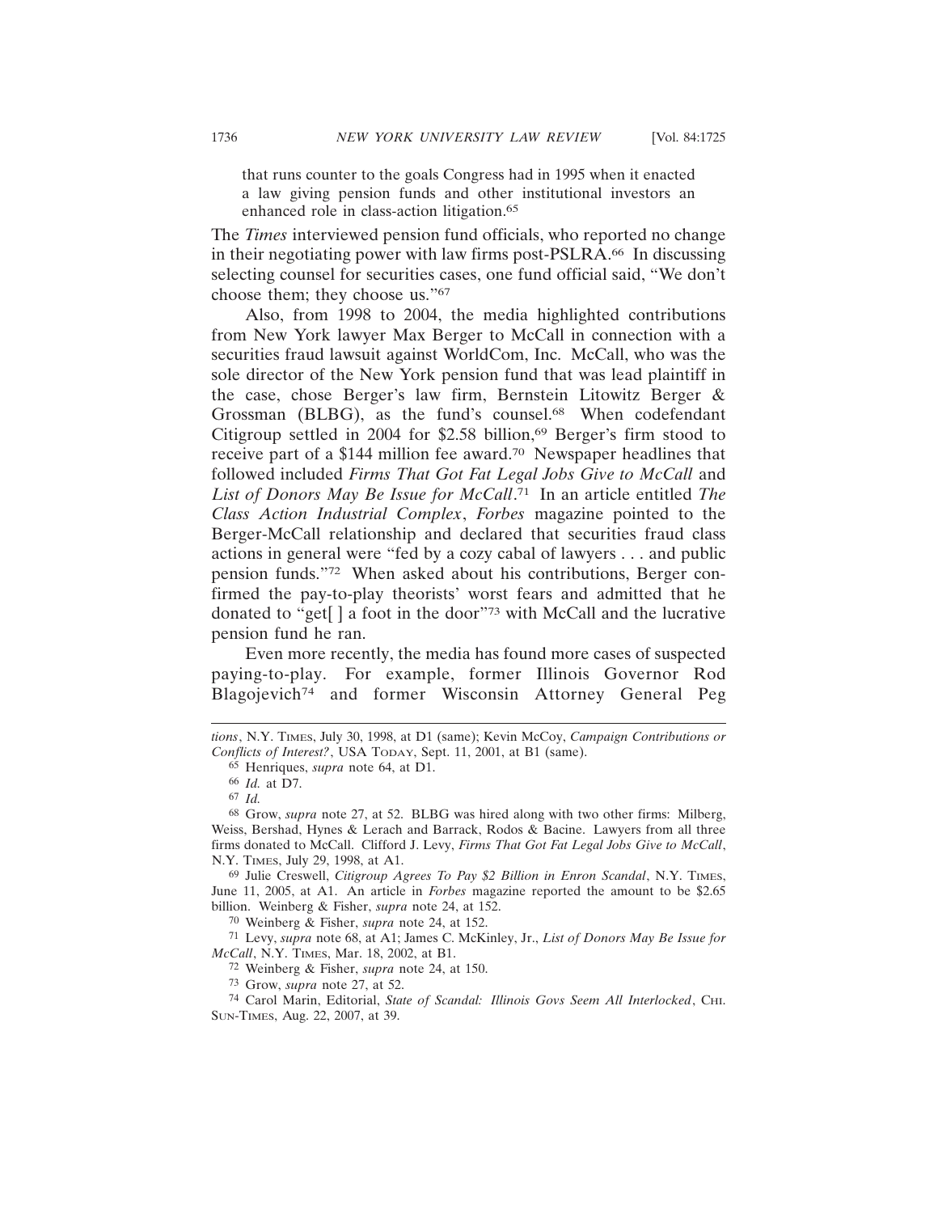> that runs counter to the goals Congress had in 1995 when it enacted a law giving pension funds and other institutional investors an enhanced role in class-action litigation.[65]

The *Times* interviewed pension fund officials, who reported no change in their negotiating power with law firms post-PSLRA.[66] In discussing selecting counsel for securities cases, one fund official said, "We don't choose them; they choose us."[67]

Also, from 1998 to 2004, the media highlighted contributions from New York lawyer Max Berger to McCall in connection with a securities fraud lawsuit against WorldCom, Inc. McCall, who was the sole director of the New York pension fund that was lead plaintiff in the case, chose Berger's law firm, Bernstein Litowitz Berger & Grossman (BLBG), as the fund's counsel.[68] When codefendant Citigroup settled in 2004 for $2.58 billion,[69] Berger's firm stood to receive part of a $144 million fee award.[70] Newspaper headlines that followed included *Firms That Got Fat Legal Jobs Give to McCall* and *List of Donors May Be Issue for McCall*.[71] In an article entitled *The Class Action Industrial Complex*, *Forbes* magazine pointed to the Berger-McCall relationship and declared that securities fraud class actions in general were "fed by a cozy cabal of lawyers . . . and public pension funds."[72] When asked about his contributions, Berger confirmed the pay-to-play theorists' worst fears and admitted that he donated to "get[ ] a foot in the door"[73] with McCall and the lucrative pension fund he ran.

Even more recently, the media has found more cases of suspected paying-to-play. For example, former Illinois Governor Rod Blagojevich[74] and former Wisconsin Attorney General Peg

---

*tions*, N.Y. TIMES, July 30, 1998, at D1 (same); Kevin McCoy, *Campaign Contributions or Conflicts of Interest?*, USA TODAY, Sept. 11, 2001, at B1 (same).

[65] Henriques, *supra* note 64, at D1.

[66] *Id.* at D7.

[67] *Id.*

[68] Grow, *supra* note 27, at 52. BLBG was hired along with two other firms: Milberg, Weiss, Bershad, Hynes & Lerach and Barrack, Rodos & Bacine. Lawyers from all three firms donated to McCall. Clifford J. Levy, *Firms That Got Fat Legal Jobs Give to McCall*, N.Y. TIMES, July 29, 1998, at A1.

[69] Julie Creswell, *Citigroup Agrees To Pay $2 Billion in Enron Scandal*, N.Y. TIMES, June 11, 2005, at A1. An article in *Forbes* magazine reported the amount to be $2.65 billion. Weinberg & Fisher, *supra* note 24, at 152.

[70] Weinberg & Fisher, *supra* note 24, at 152.

[71] Levy, *supra* note 68, at A1; James C. McKinley, Jr., *List of Donors May Be Issue for McCall*, N.Y. TIMES, Mar. 18, 2002, at B1.

[72] Weinberg & Fisher, *supra* note 24, at 150.

[73] Grow, *supra* note 27, at 52.

[74] Carol Marin, Editorial, *State of Scandal: Illinois Govs Seem All Interlocked*, CHI. SUN-TIMES, Aug. 22, 2007, at 39.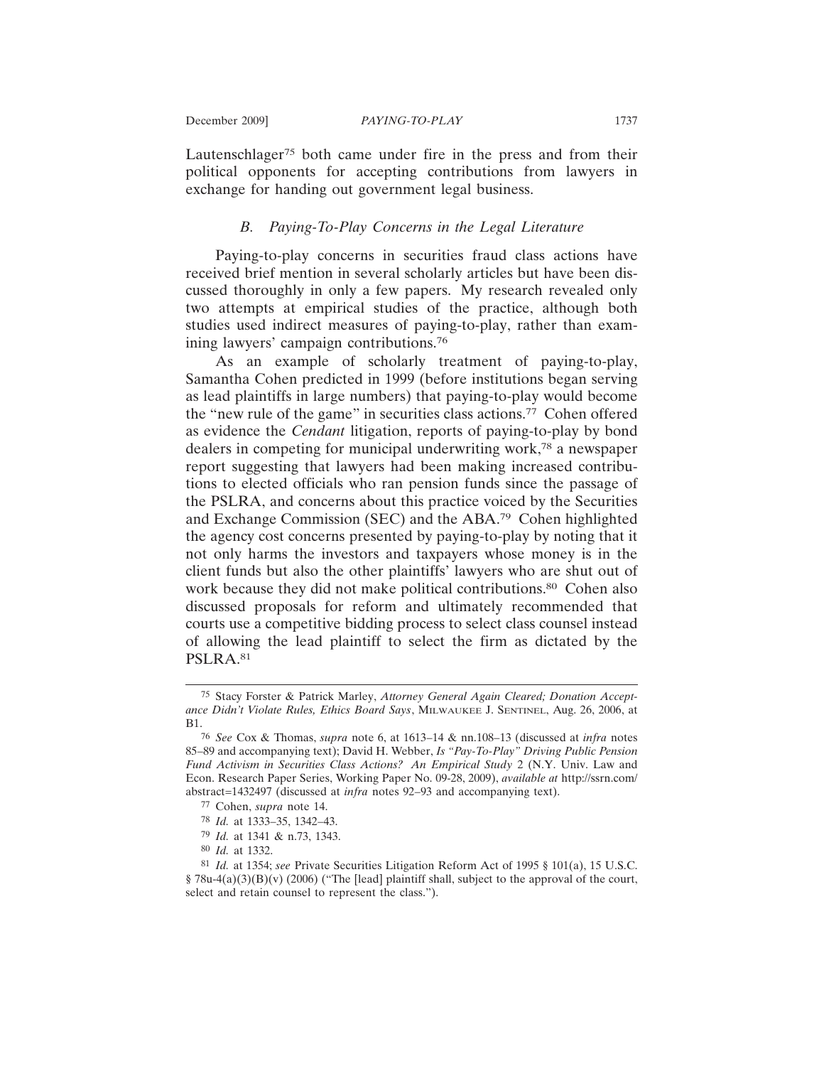Lautenschlager[75] both came under fire in the press and from their political opponents for accepting contributions from lawyers in exchange for handing out government legal business.

### B. *Paying-To-Play Concerns in the Legal Literature*

Paying-to-play concerns in securities fraud class actions have received brief mention in several scholarly articles but have been discussed thoroughly in only a few papers. My research revealed only two attempts at empirical studies of the practice, although both studies used indirect measures of paying-to-play, rather than examining lawyers' campaign contributions.[76]

As an example of scholarly treatment of paying-to-play, Samantha Cohen predicted in 1999 (before institutions began serving as lead plaintiffs in large numbers) that paying-to-play would become the "new rule of the game" in securities class actions.[77] Cohen offered as evidence the *Cendant* litigation, reports of paying-to-play by bond dealers in competing for municipal underwriting work,[78] a newspaper report suggesting that lawyers had been making increased contributions to elected officials who ran pension funds since the passage of the PSLRA, and concerns about this practice voiced by the Securities and Exchange Commission (SEC) and the ABA.[79] Cohen highlighted the agency cost concerns presented by paying-to-play by noting that it not only harms the investors and taxpayers whose money is in the client funds but also the other plaintiffs' lawyers who are shut out of work because they did not make political contributions.[80] Cohen also discussed proposals for reform and ultimately recommended that courts use a competitive bidding process to select class counsel instead of allowing the lead plaintiff to select the firm as dictated by the PSLRA.[81]

---

75 Stacy Forster & Patrick Marley, *Attorney General Again Cleared; Donation Acceptance Didn't Violate Rules, Ethics Board Says*, MILWAUKEE J. SENTINEL, Aug. 26, 2006, at B1.

76 *See* Cox & Thomas, *supra* note 6, at 1613–14 & nn.108–13 (discussed at *infra* notes 85–89 and accompanying text); David H. Webber, *Is "Pay-To-Play" Driving Public Pension Fund Activism in Securities Class Actions? An Empirical Study* 2 (N.Y. Univ. Law and Econ. Research Paper Series, Working Paper No. 09-28, 2009), *available at* http://ssrn.com/abstract=1432497 (discussed at *infra* notes 92–93 and accompanying text).

77 Cohen, *supra* note 14.

78 *Id.* at 1333–35, 1342–43.

79 *Id.* at 1341 & n.73, 1343.

80 *Id.* at 1332.

81 *Id.* at 1354; *see* Private Securities Litigation Reform Act of 1995 § 101(a), 15 U.S.C. § 78u-4(a)(3)(B)(v) (2006) ("The [lead] plaintiff shall, subject to the approval of the court, select and retain counsel to represent the class.").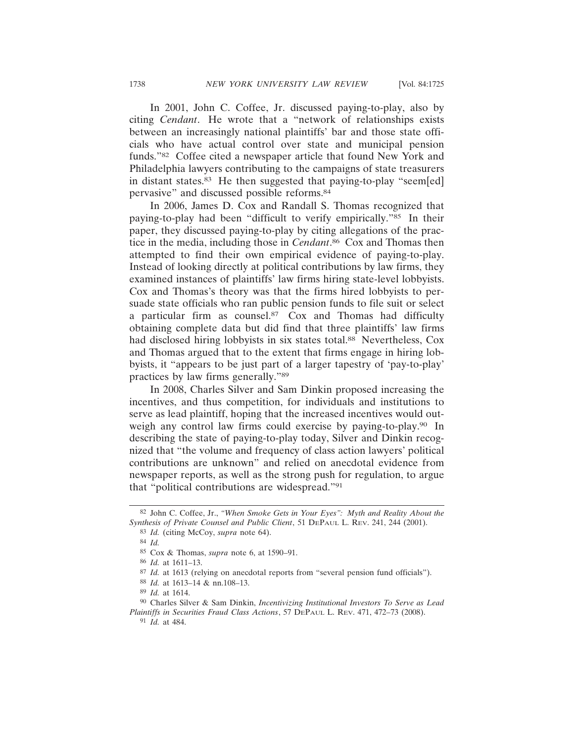In 2001, John C. Coffee, Jr. discussed paying-to-play, also by citing *Cendant*. He wrote that a "network of relationships exists between an increasingly national plaintiffs' bar and those state officials who have actual control over state and municipal pension funds."[82] Coffee cited a newspaper article that found New York and Philadelphia lawyers contributing to the campaigns of state treasurers in distant states.[83] He then suggested that paying-to-play "seem[ed] pervasive" and discussed possible reforms.[84]

In 2006, James D. Cox and Randall S. Thomas recognized that paying-to-play had been "difficult to verify empirically."[85] In their paper, they discussed paying-to-play by citing allegations of the practice in the media, including those in *Cendant*.[86] Cox and Thomas then attempted to find their own empirical evidence of paying-to-play. Instead of looking directly at political contributions by law firms, they examined instances of plaintiffs' law firms hiring state-level lobbyists. Cox and Thomas's theory was that the firms hired lobbyists to persuade state officials who ran public pension funds to file suit or select a particular firm as counsel.[87] Cox and Thomas had difficulty obtaining complete data but did find that three plaintiffs' law firms had disclosed hiring lobbyists in six states total.[88] Nevertheless, Cox and Thomas argued that to the extent that firms engage in hiring lobbyists, it "appears to be just part of a larger tapestry of 'pay-to-play' practices by law firms generally."[89]

In 2008, Charles Silver and Sam Dinkin proposed increasing the incentives, and thus competition, for individuals and institutions to serve as lead plaintiff, hoping that the increased incentives would outweigh any control law firms could exercise by paying-to-play.[90] In describing the state of paying-to-play today, Silver and Dinkin recognized that "the volume and frequency of class action lawyers' political contributions are unknown" and relied on anecdotal evidence from newspaper reports, as well as the strong push for regulation, to argue that "political contributions are widespread."[91]

---

[82] John C. Coffee, Jr., *"When Smoke Gets in Your Eyes": Myth and Reality About the Synthesis of Private Counsel and Public Client*, 51 DePaul L. Rev. 241, 244 (2001).

[83] *Id.* (citing McCoy, *supra* note 64).

[84] *Id.*

[85] Cox & Thomas, *supra* note 6, at 1590–91.

[86] *Id.* at 1611–13.

[87] *Id.* at 1613 (relying on anecdotal reports from "several pension fund officials").

[88] *Id.* at 1613–14 & nn.108–13.

[89] *Id.* at 1614.

[90] Charles Silver & Sam Dinkin, *Incentivizing Institutional Investors To Serve as Lead Plaintiffs in Securities Fraud Class Actions*, 57 DePaul L. Rev. 471, 472–73 (2008).

[91] *Id.* at 484.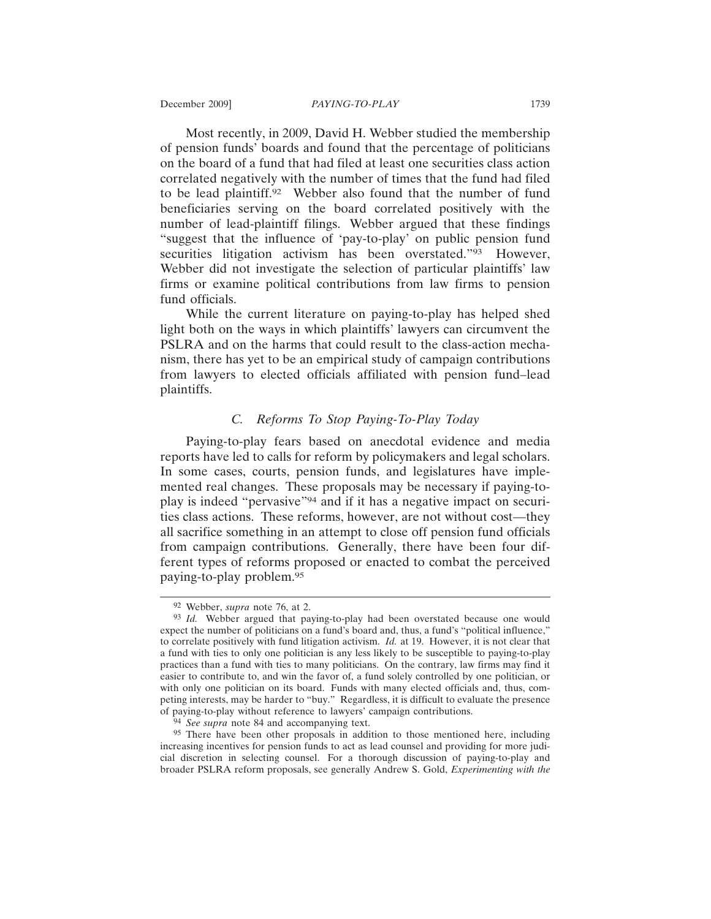Most recently, in 2009, David H. Webber studied the membership of pension funds' boards and found that the percentage of politicians on the board of a fund that had filed at least one securities class action correlated negatively with the number of times that the fund had filed to be lead plaintiff.[92] Webber also found that the number of fund beneficiaries serving on the board correlated positively with the number of lead-plaintiff filings. Webber argued that these findings "suggest that the influence of 'pay-to-play' on public pension fund securities litigation activism has been overstated."[93] However, Webber did not investigate the selection of particular plaintiffs' law firms or examine political contributions from law firms to pension fund officials.

While the current literature on paying-to-play has helped shed light both on the ways in which plaintiffs' lawyers can circumvent the PSLRA and on the harms that could result to the class-action mechanism, there has yet to be an empirical study of campaign contributions from lawyers to elected officials affiliated with pension fund–lead plaintiffs.

### *C. Reforms To Stop Paying-To-Play Today*

Paying-to-play fears based on anecdotal evidence and media reports have led to calls for reform by policymakers and legal scholars. In some cases, courts, pension funds, and legislatures have implemented real changes. These proposals may be necessary if paying-to-play is indeed "pervasive"[94] and if it has a negative impact on securities class actions. These reforms, however, are not without cost—they all sacrifice something in an attempt to close off pension fund officials from campaign contributions. Generally, there have been four different types of reforms proposed or enacted to combat the perceived paying-to-play problem.[95]

---

[92] Webber, *supra* note 76, at 2.

[93] *Id.* Webber argued that paying-to-play had been overstated because one would expect the number of politicians on a fund's board and, thus, a fund's "political influence," to correlate positively with fund litigation activism. *Id.* at 19. However, it is not clear that a fund with ties to only one politician is any less likely to be susceptible to paying-to-play practices than a fund with ties to many politicians. On the contrary, law firms may find it easier to contribute to, and win the favor of, a fund solely controlled by one politician, or with only one politician on its board. Funds with many elected officials and, thus, competing interests, may be harder to "buy." Regardless, it is difficult to evaluate the presence of paying-to-play without reference to lawyers' campaign contributions.

[94] *See supra* note 84 and accompanying text.

[95] There have been other proposals in addition to those mentioned here, including increasing incentives for pension funds to act as lead counsel and providing for more judicial discretion in selecting counsel. For a thorough discussion of paying-to-play and broader PSLRA reform proposals, see generally Andrew S. Gold, *Experimenting with the*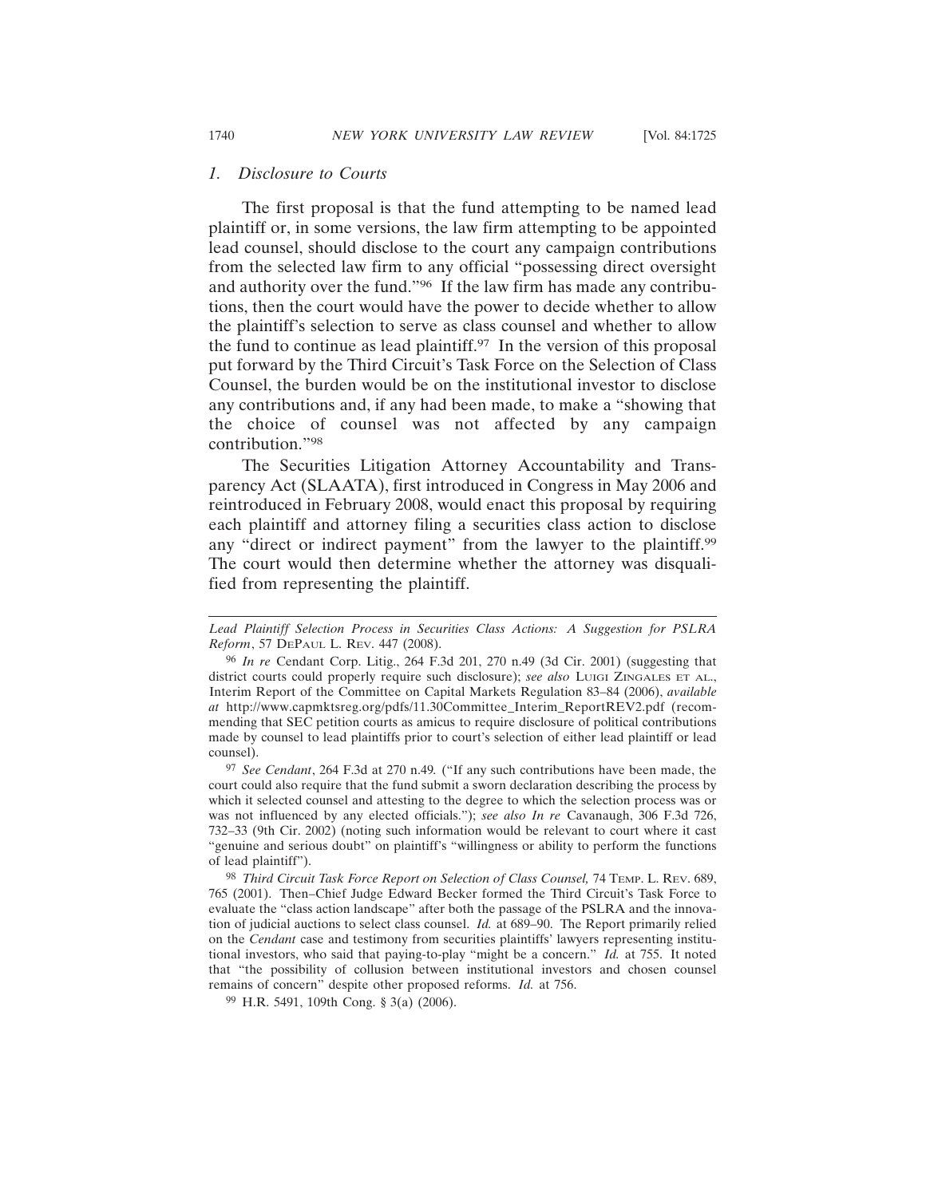### 1. Disclosure to Courts

The first proposal is that the fund attempting to be named lead plaintiff or, in some versions, the law firm attempting to be appointed lead counsel, should disclose to the court any campaign contributions from the selected law firm to any official "possessing direct oversight and authority over the fund."[96] If the law firm has made any contributions, then the court would have the power to decide whether to allow the plaintiff's selection to serve as class counsel and whether to allow the fund to continue as lead plaintiff.[97] In the version of this proposal put forward by the Third Circuit's Task Force on the Selection of Class Counsel, the burden would be on the institutional investor to disclose any contributions and, if any had been made, to make a "showing that the choice of counsel was not affected by any campaign contribution."[98]

The Securities Litigation Attorney Accountability and Transparency Act (SLAATA), first introduced in Congress in May 2006 and reintroduced in February 2008, would enact this proposal by requiring each plaintiff and attorney filing a securities class action to disclose any "direct or indirect payment" from the lawyer to the plaintiff.[99] The court would then determine whether the attorney was disqualified from representing the plaintiff.

---

*Lead Plaintiff Selection Process in Securities Class Actions: A Suggestion for PSLRA Reform*, 57 DePaul L. Rev. 447 (2008).

[96] *In re* Cendant Corp. Litig., 264 F.3d 201, 270 n.49 (3d Cir. 2001) (suggesting that district courts could properly require such disclosure); *see also* Luigi Zingales et al., Interim Report of the Committee on Capital Markets Regulation 83–84 (2006), *available at* http://www.capmktsreg.org/pdfs/11.30Committee_Interim_ReportREV2.pdf (recommending that SEC petition courts as amicus to require disclosure of political contributions made by counsel to lead plaintiffs prior to court's selection of either lead plaintiff or lead counsel).

[97] *See Cendant*, 264 F.3d at 270 n.49*.* ("If any such contributions have been made, the court could also require that the fund submit a sworn declaration describing the process by which it selected counsel and attesting to the degree to which the selection process was or was not influenced by any elected officials."); *see also In re* Cavanaugh, 306 F.3d 726, 732–33 (9th Cir. 2002) (noting such information would be relevant to court where it cast "genuine and serious doubt" on plaintiff's "willingness or ability to perform the functions of lead plaintiff").

[98] *Third Circuit Task Force Report on Selection of Class Counsel,* 74 Temp. L. Rev. 689, 765 (2001). Then–Chief Judge Edward Becker formed the Third Circuit's Task Force to evaluate the "class action landscape" after both the passage of the PSLRA and the innovation of judicial auctions to select class counsel. *Id.* at 689–90. The Report primarily relied on the *Cendant* case and testimony from securities plaintiffs' lawyers representing institutional investors, who said that paying-to-play "might be a concern." *Id.* at 755. It noted that "the possibility of collusion between institutional investors and chosen counsel remains of concern" despite other proposed reforms. *Id.* at 756.

[99] H.R. 5491, 109th Cong. § 3(a) (2006).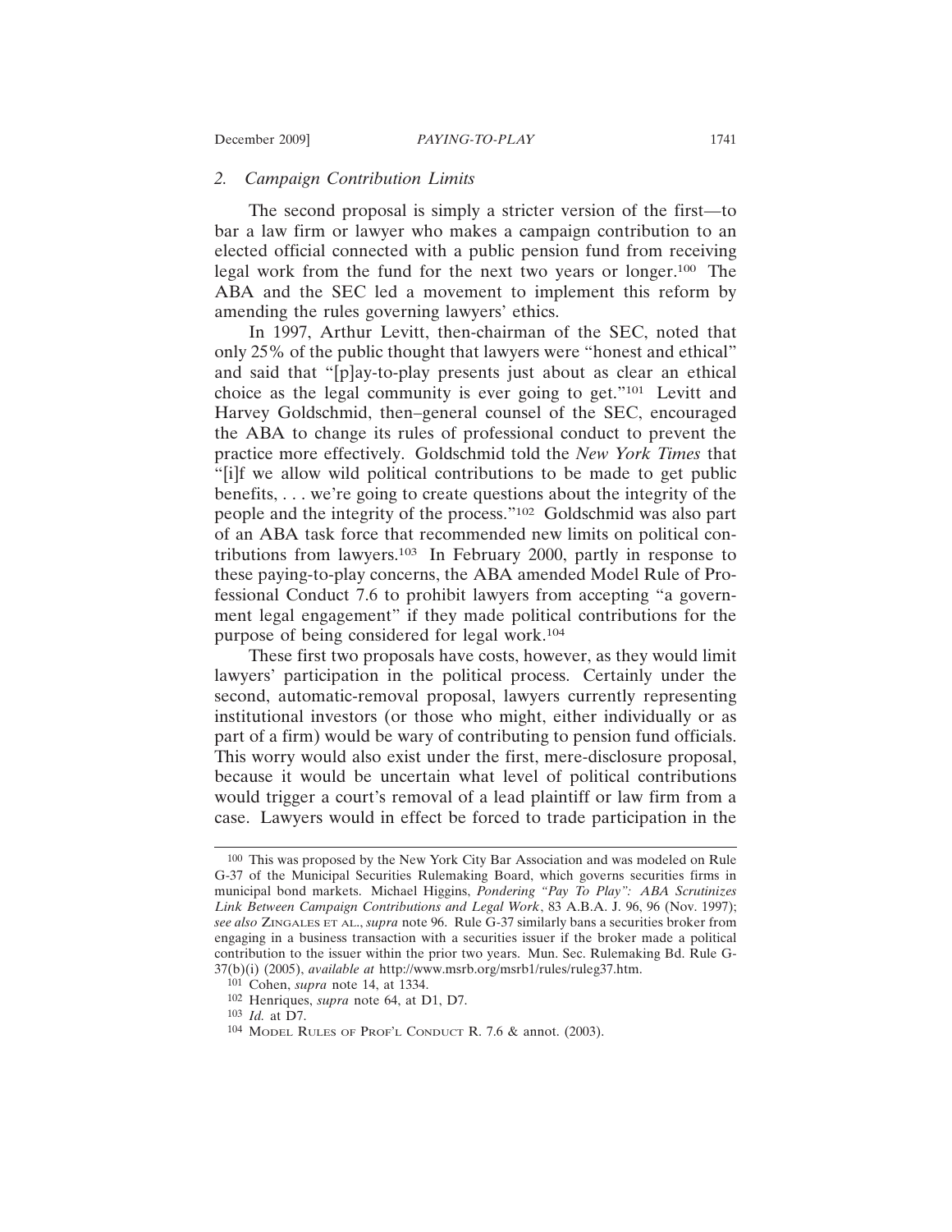### 2. *Campaign Contribution Limits*

The second proposal is simply a stricter version of the first—to bar a law firm or lawyer who makes a campaign contribution to an elected official connected with a public pension fund from receiving legal work from the fund for the next two years or longer.[100] The ABA and the SEC led a movement to implement this reform by amending the rules governing lawyers' ethics.

In 1997, Arthur Levitt, then-chairman of the SEC, noted that only 25% of the public thought that lawyers were "honest and ethical" and said that "[p]ay-to-play presents just about as clear an ethical choice as the legal community is ever going to get."[101] Levitt and Harvey Goldschmid, then–general counsel of the SEC, encouraged the ABA to change its rules of professional conduct to prevent the practice more effectively. Goldschmid told the *New York Times* that "[i]f we allow wild political contributions to be made to get public benefits, . . . we're going to create questions about the integrity of the people and the integrity of the process."[102] Goldschmid was also part of an ABA task force that recommended new limits on political contributions from lawyers.[103] In February 2000, partly in response to these paying-to-play concerns, the ABA amended Model Rule of Professional Conduct 7.6 to prohibit lawyers from accepting "a government legal engagement" if they made political contributions for the purpose of being considered for legal work.[104]

These first two proposals have costs, however, as they would limit lawyers' participation in the political process. Certainly under the second, automatic-removal proposal, lawyers currently representing institutional investors (or those who might, either individually or as part of a firm) would be wary of contributing to pension fund officials. This worry would also exist under the first, mere-disclosure proposal, because it would be uncertain what level of political contributions would trigger a court's removal of a lead plaintiff or law firm from a case. Lawyers would in effect be forced to trade participation in the

---

[100] This was proposed by the New York City Bar Association and was modeled on Rule G-37 of the Municipal Securities Rulemaking Board, which governs securities firms in municipal bond markets. Michael Higgins, *Pondering "Pay To Play": ABA Scrutinizes Link Between Campaign Contributions and Legal Work*, 83 A.B.A. J. 96, 96 (Nov. 1997); *see also* ZINGALES ET AL., *supra* note 96. Rule G-37 similarly bans a securities broker from engaging in a business transaction with a securities issuer if the broker made a political contribution to the issuer within the prior two years. Mun. Sec. Rulemaking Bd. Rule G-37(b)(i) (2005), *available at* http://www.msrb.org/msrb1/rules/ruleg37.htm.

[101] Cohen, *supra* note 14, at 1334.

[102] Henriques, *supra* note 64, at D1, D7.

[103] *Id.* at D7.

[104] MODEL RULES OF PROF'L CONDUCT R. 7.6 & annot. (2003).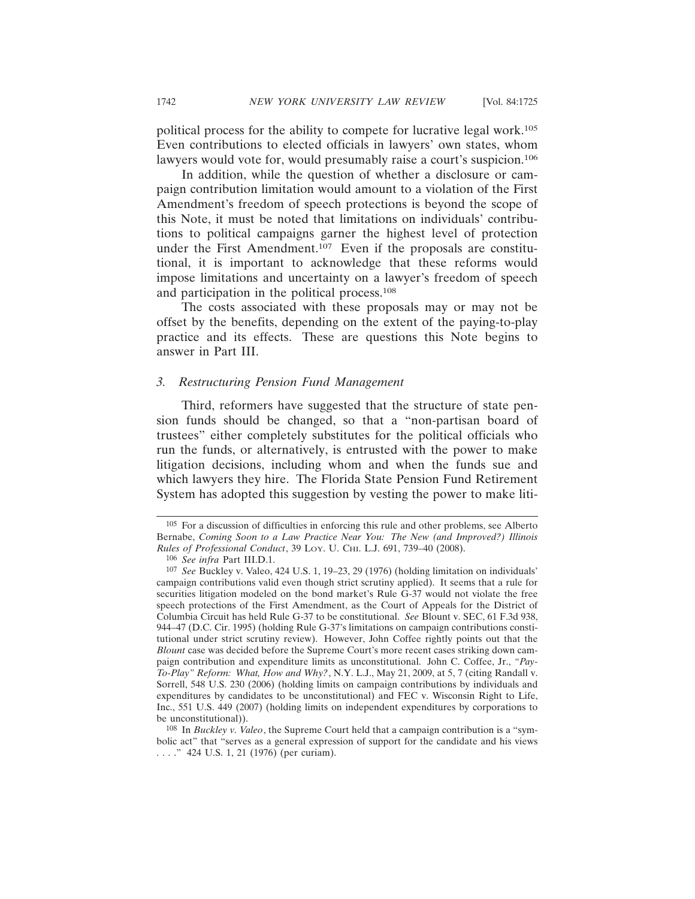political process for the ability to compete for lucrative legal work.[105] Even contributions to elected officials in lawyers' own states, whom lawyers would vote for, would presumably raise a court's suspicion.[106]

In addition, while the question of whether a disclosure or campaign contribution limitation would amount to a violation of the First Amendment's freedom of speech protections is beyond the scope of this Note, it must be noted that limitations on individuals' contributions to political campaigns garner the highest level of protection under the First Amendment.[107] Even if the proposals are constitutional, it is important to acknowledge that these reforms would impose limitations and uncertainty on a lawyer's freedom of speech and participation in the political process.[108]

The costs associated with these proposals may or may not be offset by the benefits, depending on the extent of the paying-to-play practice and its effects. These are questions this Note begins to answer in Part III.

### *3. Restructuring Pension Fund Management*

Third, reformers have suggested that the structure of state pension funds should be changed, so that a "non-partisan board of trustees" either completely substitutes for the political officials who run the funds, or alternatively, is entrusted with the power to make litigation decisions, including whom and when the funds sue and which lawyers they hire. The Florida State Pension Fund Retirement System has adopted this suggestion by vesting the power to make liti-

---

[105] For a discussion of difficulties in enforcing this rule and other problems, see Alberto Bernabe, *Coming Soon to a Law Practice Near You: The New (and Improved?) Illinois Rules of Professional Conduct*, 39 LOY. U. CHI. L.J. 691, 739–40 (2008).

[106] *See infra* Part III.D.1.

[107] *See* Buckley v. Valeo, 424 U.S. 1, 19–23, 29 (1976) (holding limitation on individuals' campaign contributions valid even though strict scrutiny applied). It seems that a rule for securities litigation modeled on the bond market's Rule G-37 would not violate the free speech protections of the First Amendment, as the Court of Appeals for the District of Columbia Circuit has held Rule G-37 to be constitutional. *See* Blount v. SEC, 61 F.3d 938, 944–47 (D.C. Cir. 1995) (holding Rule G-37's limitations on campaign contributions constitutional under strict scrutiny review). However, John Coffee rightly points out that the *Blount* case was decided before the Supreme Court's more recent cases striking down campaign contribution and expenditure limits as unconstitutional. John C. Coffee, Jr., *"Pay-To-Play" Reform: What, How and Why?*, N.Y. L.J., May 21, 2009, at 5, 7 (citing Randall v. Sorrell, 548 U.S. 230 (2006) (holding limits on campaign contributions by individuals and expenditures by candidates to be unconstitutional) and FEC v. Wisconsin Right to Life, Inc., 551 U.S. 449 (2007) (holding limits on independent expenditures by corporations to be unconstitutional)).

[108] In *Buckley v. Valeo*, the Supreme Court held that a campaign contribution is a "symbolic act" that "serves as a general expression of support for the candidate and his views . . . ." 424 U.S. 1, 21 (1976) (per curiam).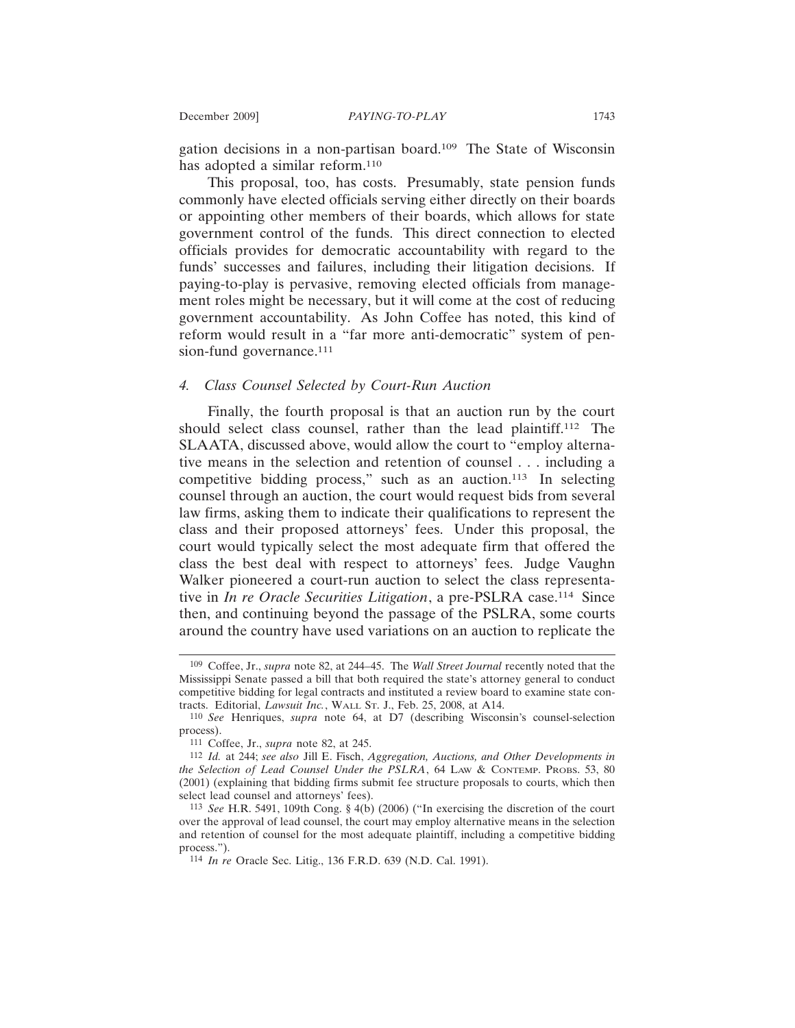gation decisions in a non-partisan board.[109] The State of Wisconsin has adopted a similar reform.[110]

This proposal, too, has costs. Presumably, state pension funds commonly have elected officials serving either directly on their boards or appointing other members of their boards, which allows for state government control of the funds. This direct connection to elected officials provides for democratic accountability with regard to the funds' successes and failures, including their litigation decisions. If paying-to-play is pervasive, removing elected officials from management roles might be necessary, but it will come at the cost of reducing government accountability. As John Coffee has noted, this kind of reform would result in a "far more anti-democratic" system of pension-fund governance.[111]

#### 4. Class Counsel Selected by Court-Run Auction

Finally, the fourth proposal is that an auction run by the court should select class counsel, rather than the lead plaintiff.[112] The SLAATA, discussed above, would allow the court to "employ alternative means in the selection and retention of counsel . . . including a competitive bidding process," such as an auction.[113] In selecting counsel through an auction, the court would request bids from several law firms, asking them to indicate their qualifications to represent the class and their proposed attorneys' fees. Under this proposal, the court would typically select the most adequate firm that offered the class the best deal with respect to attorneys' fees. Judge Vaughn Walker pioneered a court-run auction to select the class representative in *In re Oracle Securities Litigation*, a pre-PSLRA case.[114] Since then, and continuing beyond the passage of the PSLRA, some courts around the country have used variations on an auction to replicate the

---

[109] Coffee, Jr., *supra* note 82, at 244–45. The *Wall Street Journal* recently noted that the Mississippi Senate passed a bill that both required the state's attorney general to conduct competitive bidding for legal contracts and instituted a review board to examine state contracts. Editorial, *Lawsuit Inc.*, WALL ST. J., Feb. 25, 2008, at A14.

[110] *See* Henriques, *supra* note 64, at D7 (describing Wisconsin's counsel-selection process).

[111] Coffee, Jr., *supra* note 82, at 245.

[112] *Id.* at 244; *see also* Jill E. Fisch, *Aggregation, Auctions, and Other Developments in the Selection of Lead Counsel Under the PSLRA*, 64 LAW & CONTEMP. PROBS. 53, 80 (2001) (explaining that bidding firms submit fee structure proposals to courts, which then select lead counsel and attorneys' fees).

[113] *See* H.R. 5491, 109th Cong. § 4(b) (2006) ("In exercising the discretion of the court over the approval of lead counsel, the court may employ alternative means in the selection and retention of counsel for the most adequate plaintiff, including a competitive bidding process.").

[114] *In re* Oracle Sec. Litig., 136 F.R.D. 639 (N.D. Cal. 1991).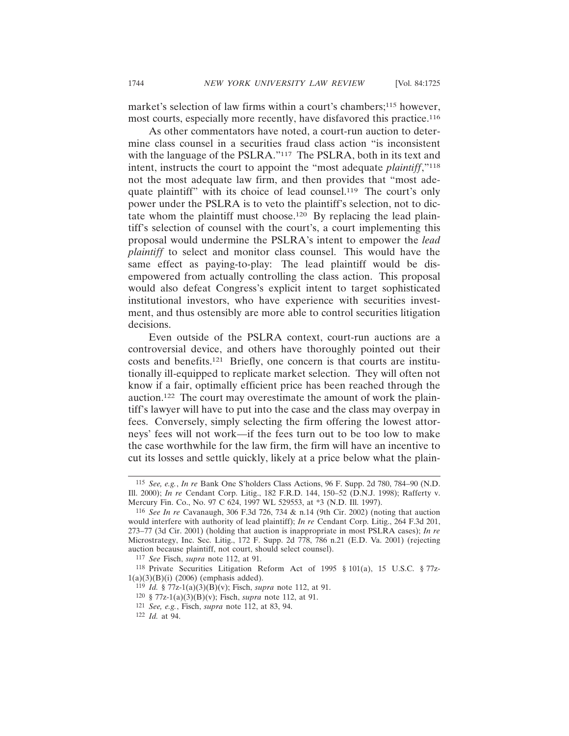market's selection of law firms within a court's chambers;[115] however, most courts, especially more recently, have disfavored this practice.[116]

As other commentators have noted, a court-run auction to determine class counsel in a securities fraud class action "is inconsistent with the language of the PSLRA."[117] The PSLRA, both in its text and intent, instructs the court to appoint the "most adequate *plaintiff*,"[118] not the most adequate law firm, and then provides that "most adequate plaintiff" with its choice of lead counsel.[119] The court's only power under the PSLRA is to veto the plaintiff's selection, not to dictate whom the plaintiff must choose.[120] By replacing the lead plaintiff's selection of counsel with the court's, a court implementing this proposal would undermine the PSLRA's intent to empower the *lead plaintiff* to select and monitor class counsel. This would have the same effect as paying-to-play: The lead plaintiff would be disempowered from actually controlling the class action. This proposal would also defeat Congress's explicit intent to target sophisticated institutional investors, who have experience with securities investment, and thus ostensibly are more able to control securities litigation decisions.

Even outside of the PSLRA context, court-run auctions are a controversial device, and others have thoroughly pointed out their costs and benefits.[121] Briefly, one concern is that courts are institutionally ill-equipped to replicate market selection. They will often not know if a fair, optimally efficient price has been reached through the auction.[122] The court may overestimate the amount of work the plaintiff's lawyer will have to put into the case and the class may overpay in fees. Conversely, simply selecting the firm offering the lowest attorneys' fees will not work—if the fees turn out to be too low to make the case worthwhile for the law firm, the firm will have an incentive to cut its losses and settle quickly, likely at a price below what the plain-

---

115 *See, e.g.*, *In re* Bank One S'holders Class Actions, 96 F. Supp. 2d 780, 784–90 (N.D. Ill. 2000); *In re* Cendant Corp. Litig., 182 F.R.D. 144, 150–52 (D.N.J. 1998); Rafferty v. Mercury Fin. Co., No. 97 C 624, 1997 WL 529553, at *3 (N.D. Ill. 1997).

116 *See In re* Cavanaugh, 306 F.3d 726, 734 & n.14 (9th Cir. 2002) (noting that auction would interfere with authority of lead plaintiff); *In re* Cendant Corp. Litig., 264 F.3d 201, 273–77 (3d Cir. 2001) (holding that auction is inappropriate in most PSLRA cases); *In re* Microstrategy, Inc. Sec. Litig., 172 F. Supp. 2d 778, 786 n.21 (E.D. Va. 2001) (rejecting auction because plaintiff, not court, should select counsel).

117 *See* Fisch, *supra* note 112, at 91.

118 Private Securities Litigation Reform Act of 1995 § 101(a), 15 U.S.C. § 77z-1(a)(3)(B)(i) (2006) (emphasis added).

119 *Id.* § 77z-1(a)(3)(B)(v); Fisch, *supra* note 112, at 91.

120 § 77z-1(a)(3)(B)(v); Fisch, *supra* note 112, at 91.

121 *See, e.g.*, Fisch, *supra* note 112, at 83, 94.

122 *Id.* at 94.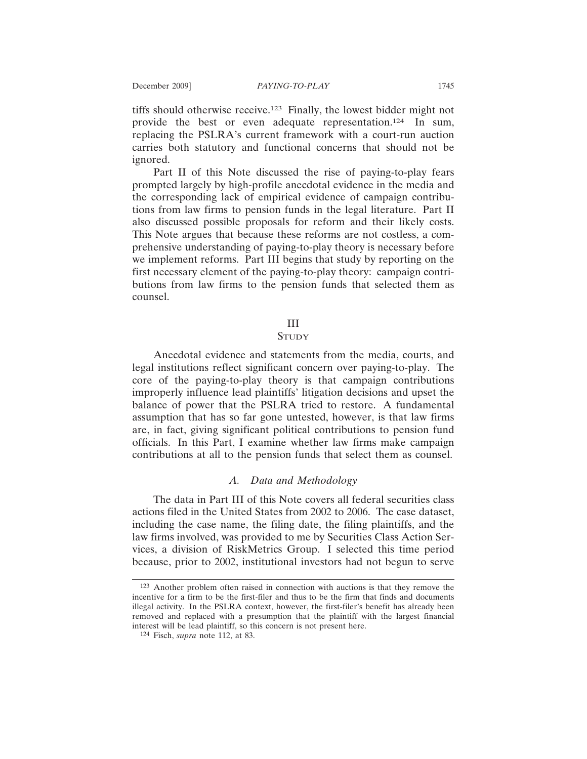tiffs should otherwise receive.[123] Finally, the lowest bidder might not provide the best or even adequate representation.[124] In sum, replacing the PSLRA's current framework with a court-run auction carries both statutory and functional concerns that should not be ignored.

Part II of this Note discussed the rise of paying-to-play fears prompted largely by high-profile anecdotal evidence in the media and the corresponding lack of empirical evidence of campaign contributions from law firms to pension funds in the legal literature. Part II also discussed possible proposals for reform and their likely costs. This Note argues that because these reforms are not costless, a comprehensive understanding of paying-to-play theory is necessary before we implement reforms. Part III begins that study by reporting on the first necessary element of the paying-to-play theory: campaign contributions from law firms to the pension funds that selected them as counsel.

## III
## Study

Anecdotal evidence and statements from the media, courts, and legal institutions reflect significant concern over paying-to-play. The core of the paying-to-play theory is that campaign contributions improperly influence lead plaintiffs' litigation decisions and upset the balance of power that the PSLRA tried to restore. A fundamental assumption that has so far gone untested, however, is that law firms are, in fact, giving significant political contributions to pension fund officials. In this Part, I examine whether law firms make campaign contributions at all to the pension funds that select them as counsel.

### *A. Data and Methodology*

The data in Part III of this Note covers all federal securities class actions filed in the United States from 2002 to 2006. The case dataset, including the case name, the filing date, the filing plaintiffs, and the law firms involved, was provided to me by Securities Class Action Services, a division of RiskMetrics Group. I selected this time period because, prior to 2002, institutional investors had not begun to serve

---

[123] Another problem often raised in connection with auctions is that they remove the incentive for a firm to be the first-filer and thus to be the firm that finds and documents illegal activity. In the PSLRA context, however, the first-filer's benefit has already been removed and replaced with a presumption that the plaintiff with the largest financial interest will be lead plaintiff, so this concern is not present here.

[124] Fisch, *supra* note 112, at 83.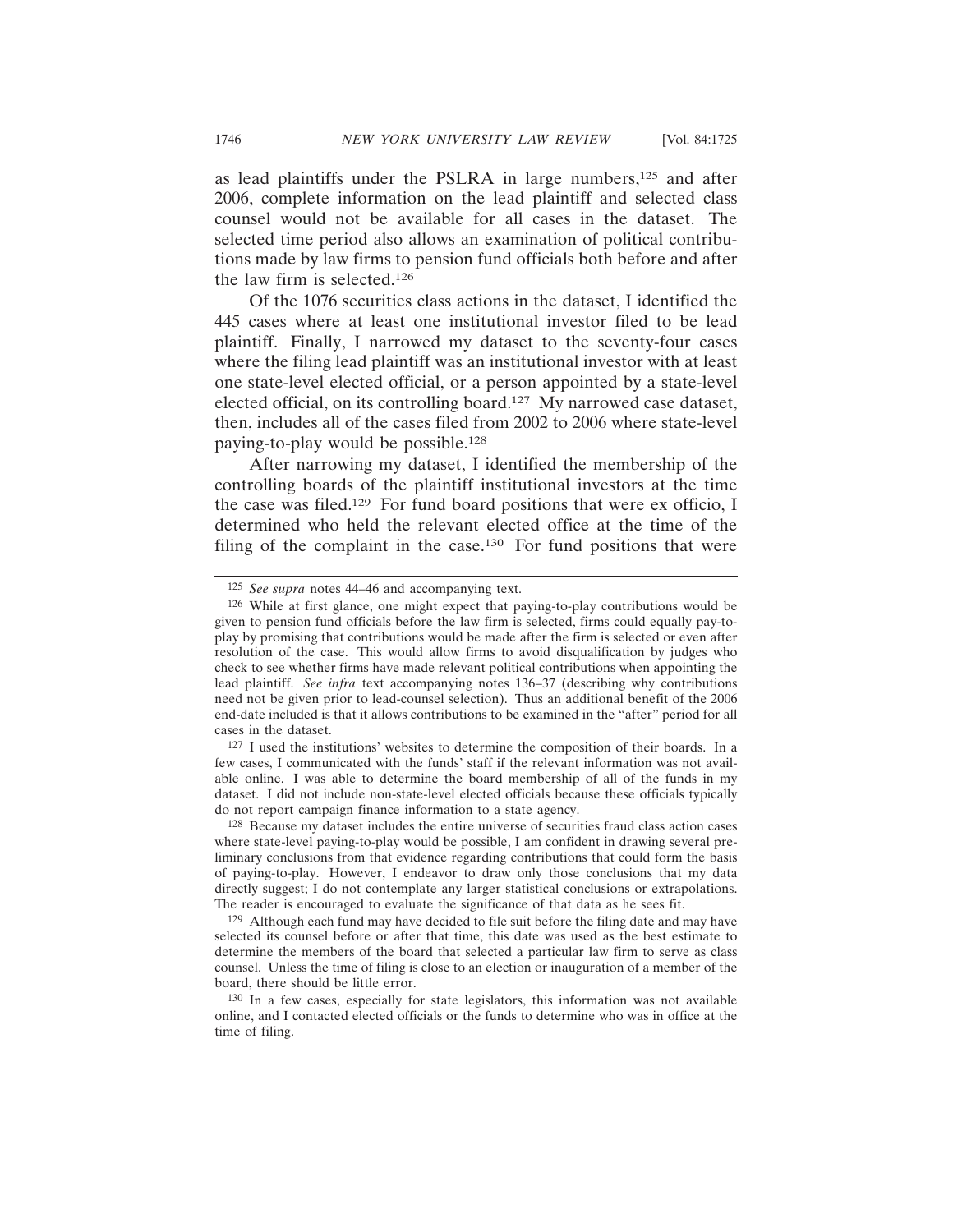as lead plaintiffs under the PSLRA in large numbers,[125] and after 2006, complete information on the lead plaintiff and selected class counsel would not be available for all cases in the dataset. The selected time period also allows an examination of political contributions made by law firms to pension fund officials both before and after the law firm is selected.[126]

Of the 1076 securities class actions in the dataset, I identified the 445 cases where at least one institutional investor filed to be lead plaintiff. Finally, I narrowed my dataset to the seventy-four cases where the filing lead plaintiff was an institutional investor with at least one state-level elected official, or a person appointed by a state-level elected official, on its controlling board.[127] My narrowed case dataset, then, includes all of the cases filed from 2002 to 2006 where state-level paying-to-play would be possible.[128]

After narrowing my dataset, I identified the membership of the controlling boards of the plaintiff institutional investors at the time the case was filed.[129] For fund board positions that were ex officio, I determined who held the relevant elected office at the time of the filing of the complaint in the case.[130] For fund positions that were

---

[125] *See supra* notes 44–46 and accompanying text.

[126] While at first glance, one might expect that paying-to-play contributions would be given to pension fund officials before the law firm is selected, firms could equally pay-to-play by promising that contributions would be made after the firm is selected or even after resolution of the case. This would allow firms to avoid disqualification by judges who check to see whether firms have made relevant political contributions when appointing the lead plaintiff. *See infra* text accompanying notes 136–37 (describing why contributions need not be given prior to lead-counsel selection). Thus an additional benefit of the 2006 end-date included is that it allows contributions to be examined in the "after" period for all cases in the dataset.

[127] I used the institutions' websites to determine the composition of their boards. In a few cases, I communicated with the funds' staff if the relevant information was not available online. I was able to determine the board membership of all of the funds in my dataset. I did not include non-state-level elected officials because these officials typically do not report campaign finance information to a state agency.

[128] Because my dataset includes the entire universe of securities fraud class action cases where state-level paying-to-play would be possible, I am confident in drawing several preliminary conclusions from that evidence regarding contributions that could form the basis of paying-to-play. However, I endeavor to draw only those conclusions that my data directly suggest; I do not contemplate any larger statistical conclusions or extrapolations. The reader is encouraged to evaluate the significance of that data as he sees fit.

[129] Although each fund may have decided to file suit before the filing date and may have selected its counsel before or after that time, this date was used as the best estimate to determine the members of the board that selected a particular law firm to serve as class counsel. Unless the time of filing is close to an election or inauguration of a member of the board, there should be little error.

[130] In a few cases, especially for state legislators, this information was not available online, and I contacted elected officials or the funds to determine who was in office at the time of filing.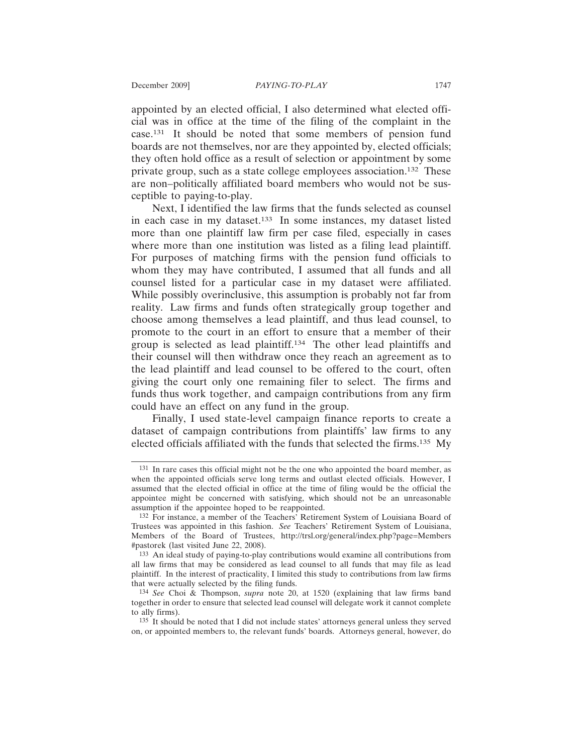appointed by an elected official, I also determined what elected official was in office at the time of the filing of the complaint in the case.[131] It should be noted that some members of pension fund boards are not themselves, nor are they appointed by, elected officials; they often hold office as a result of selection or appointment by some private group, such as a state college employees association.[132] These are non–politically affiliated board members who would not be susceptible to paying-to-play.

Next, I identified the law firms that the funds selected as counsel in each case in my dataset.[133] In some instances, my dataset listed more than one plaintiff law firm per case filed, especially in cases where more than one institution was listed as a filing lead plaintiff. For purposes of matching firms with the pension fund officials to whom they may have contributed, I assumed that all funds and all counsel listed for a particular case in my dataset were affiliated. While possibly overinclusive, this assumption is probably not far from reality. Law firms and funds often strategically group together and choose among themselves a lead plaintiff, and thus lead counsel, to promote to the court in an effort to ensure that a member of their group is selected as lead plaintiff.[134] The other lead plaintiffs and their counsel will then withdraw once they reach an agreement as to the lead plaintiff and lead counsel to be offered to the court, often giving the court only one remaining filer to select. The firms and funds thus work together, and campaign contributions from any firm could have an effect on any fund in the group.

Finally, I used state-level campaign finance reports to create a dataset of campaign contributions from plaintiffs' law firms to any elected officials affiliated with the funds that selected the firms.[135] My

---

[131] In rare cases this official might not be the one who appointed the board member, as when the appointed officials serve long terms and outlast elected officials. However, I assumed that the elected official in office at the time of filing would be the official the appointee might be concerned with satisfying, which should not be an unreasonable assumption if the appointee hoped to be reappointed.

[132] For instance, a member of the Teachers' Retirement System of Louisiana Board of Trustees was appointed in this fashion. *See* Teachers' Retirement System of Louisiana, Members of the Board of Trustees, http://trsl.org/general/index.php?page=Members#pastorek (last visited June 22, 2008).

[133] An ideal study of paying-to-play contributions would examine all contributions from all law firms that may be considered as lead counsel to all funds that may file as lead plaintiff. In the interest of practicality, I limited this study to contributions from law firms that were actually selected by the filing funds.

[134] *See* Choi & Thompson, *supra* note 20, at 1520 (explaining that law firms band together in order to ensure that selected lead counsel will delegate work it cannot complete to ally firms).

[135] It should be noted that I did not include states' attorneys general unless they served on, or appointed members to, the relevant funds' boards. Attorneys general, however, do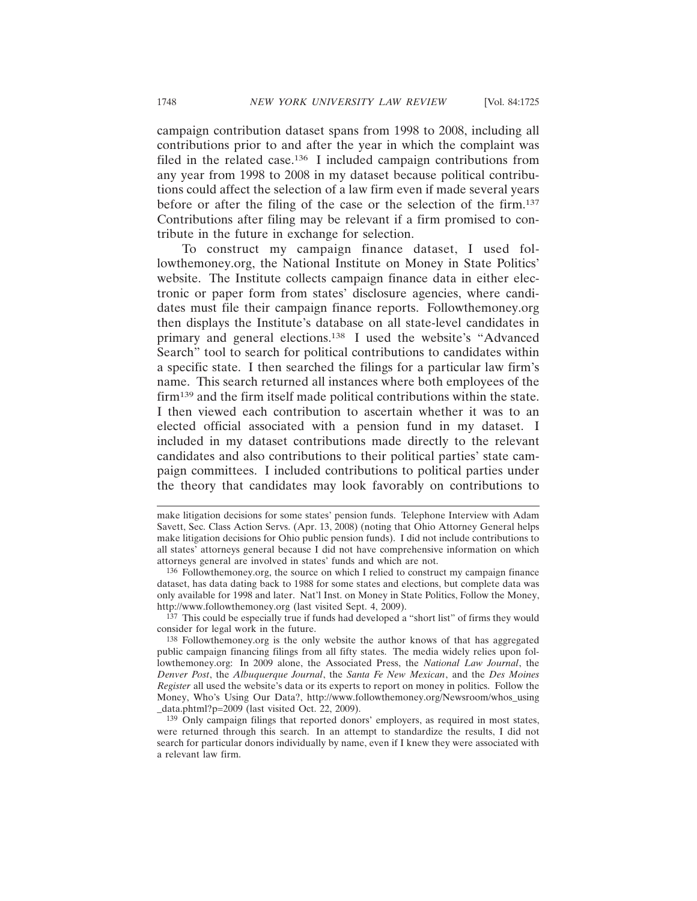campaign contribution dataset spans from 1998 to 2008, including all contributions prior to and after the year in which the complaint was filed in the related case.[136] I included campaign contributions from any year from 1998 to 2008 in my dataset because political contributions could affect the selection of a law firm even if made several years before or after the filing of the case or the selection of the firm.[137] Contributions after filing may be relevant if a firm promised to contribute in the future in exchange for selection.

To construct my campaign finance dataset, I used followthemoney.org, the National Institute on Money in State Politics' website. The Institute collects campaign finance data in either electronic or paper form from states' disclosure agencies, where candidates must file their campaign finance reports. Followthemoney.org then displays the Institute's database on all state-level candidates in primary and general elections.[138] I used the website's "Advanced Search" tool to search for political contributions to candidates within a specific state. I then searched the filings for a particular law firm's name. This search returned all instances where both employees of the firm[139] and the firm itself made political contributions within the state. I then viewed each contribution to ascertain whether it was to an elected official associated with a pension fund in my dataset. I included in my dataset contributions made directly to the relevant candidates and also contributions to their political parties' state campaign committees. I included contributions to political parties under the theory that candidates may look favorably on contributions to

---

make litigation decisions for some states' pension funds. Telephone Interview with Adam Savett, Sec. Class Action Servs. (Apr. 13, 2008) (noting that Ohio Attorney General helps make litigation decisions for Ohio public pension funds). I did not include contributions to all states' attorneys general because I did not have comprehensive information on which attorneys general are involved in states' funds and which are not.

136 Followthemoney.org, the source on which I relied to construct my campaign finance dataset, has data dating back to 1988 for some states and elections, but complete data was only available for 1998 and later. Nat'l Inst. on Money in State Politics, Follow the Money, http://www.followthemoney.org (last visited Sept. 4, 2009).

137 This could be especially true if funds had developed a "short list" of firms they would consider for legal work in the future.

138 Followthemoney.org is the only website the author knows of that has aggregated public campaign financing filings from all fifty states. The media widely relies upon followthemoney.org: In 2009 alone, the Associated Press, the *National Law Journal*, the *Denver Post*, the *Albuquerque Journal*, the *Santa Fe New Mexican*, and the *Des Moines Register* all used the website's data or its experts to report on money in politics. Follow the Money, Who's Using Our Data?, http://www.followthemoney.org/Newsroom/whos_using_data.phtml?p=2009 (last visited Oct. 22, 2009).

139 Only campaign filings that reported donors' employers, as required in most states, were returned through this search. In an attempt to standardize the results, I did not search for particular donors individually by name, even if I knew they were associated with a relevant law firm.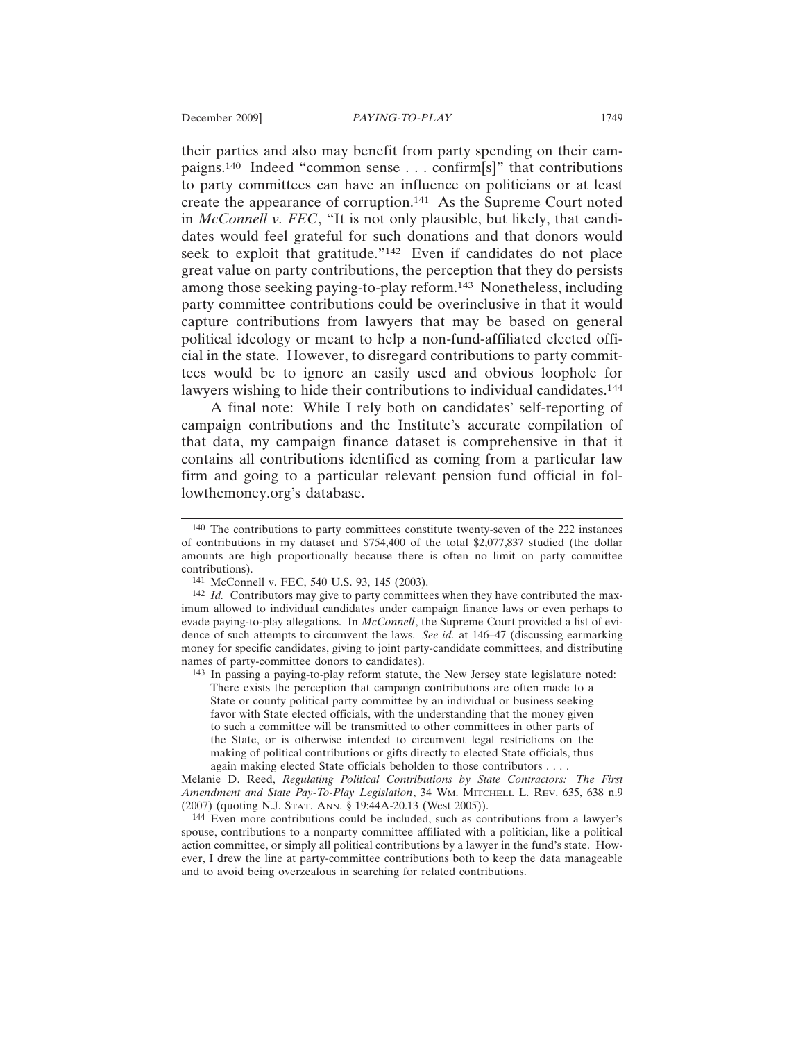their parties and also may benefit from party spending on their campaigns.[140] Indeed "common sense . . . confirm[s]" that contributions to party committees can have an influence on politicians or at least create the appearance of corruption.[141] As the Supreme Court noted in *McConnell v. FEC*, "It is not only plausible, but likely, that candidates would feel grateful for such donations and that donors would seek to exploit that gratitude."[142] Even if candidates do not place great value on party contributions, the perception that they do persists among those seeking paying-to-play reform.[143] Nonetheless, including party committee contributions could be overinclusive in that it would capture contributions from lawyers that may be based on general political ideology or meant to help a non-fund-affiliated elected official in the state. However, to disregard contributions to party committees would be to ignore an easily used and obvious loophole for lawyers wishing to hide their contributions to individual candidates.[144]

A final note: While I rely both on candidates' self-reporting of campaign contributions and the Institute's accurate compilation of that data, my campaign finance dataset is comprehensive in that it contains all contributions identified as coming from a particular law firm and going to a particular relevant pension fund official in followthemoney.org's database.

---

[140] The contributions to party committees constitute twenty-seven of the 222 instances of contributions in my dataset and $754,400 of the total $2,077,837 studied (the dollar amounts are high proportionally because there is often no limit on party committee contributions).

[141] McConnell v. FEC, 540 U.S. 93, 145 (2003).

[142] *Id.* Contributors may give to party committees when they have contributed the maximum allowed to individual candidates under campaign finance laws or even perhaps to evade paying-to-play allegations. In *McConnell*, the Supreme Court provided a list of evidence of such attempts to circumvent the laws. *See id.* at 146–47 (discussing earmarking money for specific candidates, giving to joint party-candidate committees, and distributing names of party-committee donors to candidates).

[143] In passing a paying-to-play reform statute, the New Jersey state legislature noted:

> There exists the perception that campaign contributions are often made to a State or county political party committee by an individual or business seeking favor with State elected officials, with the understanding that the money given to such a committee will be transmitted to other committees in other parts of the State, or is otherwise intended to circumvent legal restrictions on the making of political contributions or gifts directly to elected State officials, thus again making elected State officials beholden to those contributors . . . .

Melanie D. Reed, *Regulating Political Contributions by State Contractors: The First Amendment and State Pay-To-Play Legislation*, 34 WM. MITCHELL L. REV. 635, 638 n.9 (2007) (quoting N.J. STAT. ANN. § 19:44A-20.13 (West 2005)).

[144] Even more contributions could be included, such as contributions from a lawyer's spouse, contributions to a nonparty committee affiliated with a politician, like a political action committee, or simply all political contributions by a lawyer in the fund's state. However, I drew the line at party-committee contributions both to keep the data manageable and to avoid being overzealous in searching for related contributions.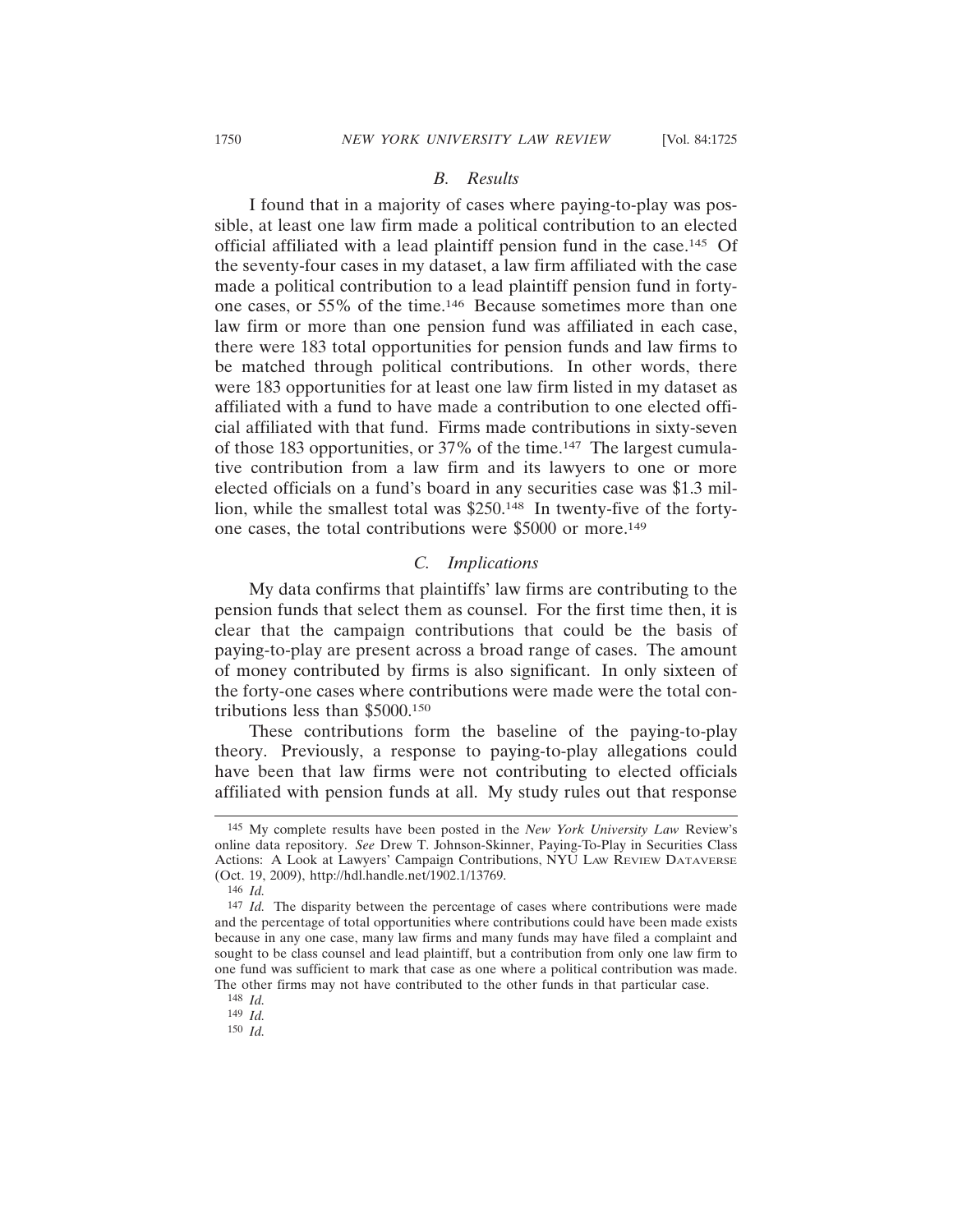### *B. Results*

I found that in a majority of cases where paying-to-play was possible, at least one law firm made a political contribution to an elected official affiliated with a lead plaintiff pension fund in the case.[145] Of the seventy-four cases in my dataset, a law firm affiliated with the case made a political contribution to a lead plaintiff pension fund in forty-one cases, or 55% of the time.[146] Because sometimes more than one law firm or more than one pension fund was affiliated in each case, there were 183 total opportunities for pension funds and law firms to be matched through political contributions. In other words, there were 183 opportunities for at least one law firm listed in my dataset as affiliated with a fund to have made a contribution to one elected official affiliated with that fund. Firms made contributions in sixty-seven of those 183 opportunities, or 37% of the time.[147] The largest cumulative contribution from a law firm and its lawyers to one or more elected officials on a fund's board in any securities case was $1.3 million, while the smallest total was $250.[148] In twenty-five of the forty-one cases, the total contributions were $5000 or more.[149]

### *C. Implications*

My data confirms that plaintiffs' law firms are contributing to the pension funds that select them as counsel. For the first time then, it is clear that the campaign contributions that could be the basis of paying-to-play are present across a broad range of cases. The amount of money contributed by firms is also significant. In only sixteen of the forty-one cases where contributions were made were the total contributions less than $5000.[150]

These contributions form the baseline of the paying-to-play theory. Previously, a response to paying-to-play allegations could have been that law firms were not contributing to elected officials affiliated with pension funds at all. My study rules out that response

---

[145] My complete results have been posted in the *New York University Law* Review's online data repository. *See* Drew T. Johnson-Skinner, Paying-To-Play in Securities Class Actions: A Look at Lawyers' Campaign Contributions, NYU LAW REVIEW DATAVERSE (Oct. 19, 2009), http://hdl.handle.net/1902.1/13769.

[146] *Id.*

[147] *Id.* The disparity between the percentage of cases where contributions were made and the percentage of total opportunities where contributions could have been made exists because in any one case, many law firms and many funds may have filed a complaint and sought to be class counsel and lead plaintiff, but a contribution from only one law firm to one fund was sufficient to mark that case as one where a political contribution was made. The other firms may not have contributed to the other funds in that particular case.

[148] *Id.*

[149] *Id.*

[150] *Id.*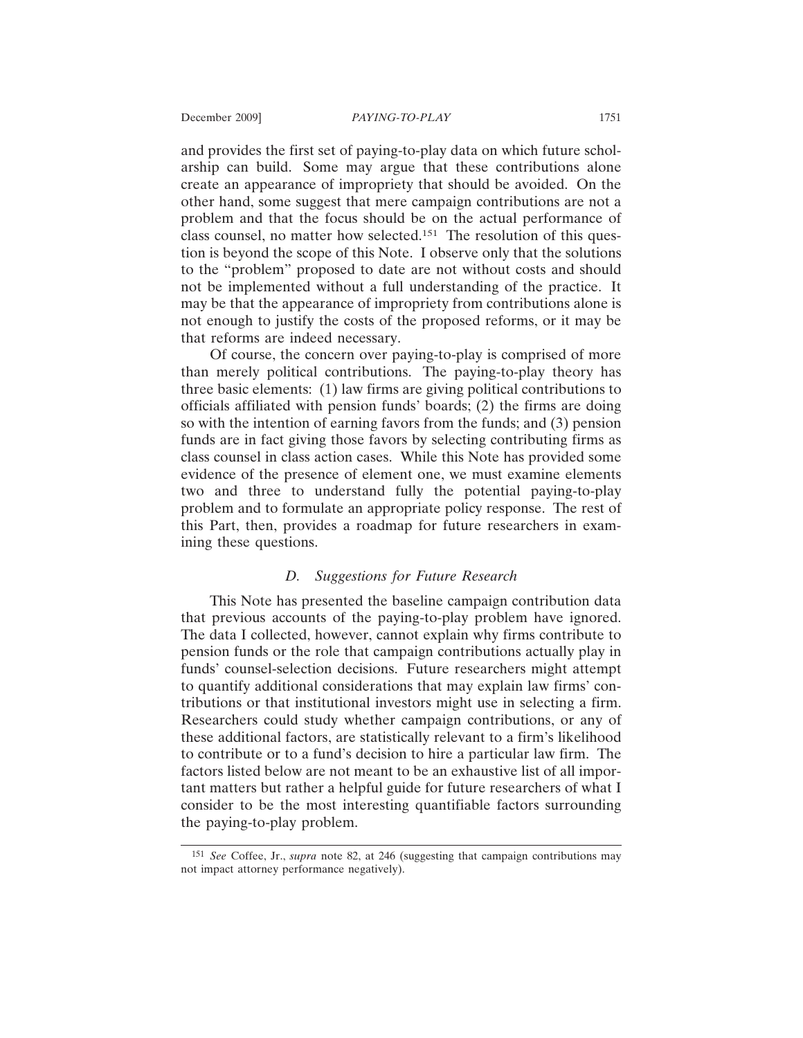and provides the first set of paying-to-play data on which future scholarship can build. Some may argue that these contributions alone create an appearance of impropriety that should be avoided. On the other hand, some suggest that mere campaign contributions are not a problem and that the focus should be on the actual performance of class counsel, no matter how selected.[151] The resolution of this question is beyond the scope of this Note. I observe only that the solutions to the "problem" proposed to date are not without costs and should not be implemented without a full understanding of the practice. It may be that the appearance of impropriety from contributions alone is not enough to justify the costs of the proposed reforms, or it may be that reforms are indeed necessary.

Of course, the concern over paying-to-play is comprised of more than merely political contributions. The paying-to-play theory has three basic elements: (1) law firms are giving political contributions to officials affiliated with pension funds' boards; (2) the firms are doing so with the intention of earning favors from the funds; and (3) pension funds are in fact giving those favors by selecting contributing firms as class counsel in class action cases. While this Note has provided some evidence of the presence of element one, we must examine elements two and three to understand fully the potential paying-to-play problem and to formulate an appropriate policy response. The rest of this Part, then, provides a roadmap for future researchers in examining these questions.

### *D. Suggestions for Future Research*

This Note has presented the baseline campaign contribution data that previous accounts of the paying-to-play problem have ignored. The data I collected, however, cannot explain why firms contribute to pension funds or the role that campaign contributions actually play in funds' counsel-selection decisions. Future researchers might attempt to quantify additional considerations that may explain law firms' contributions or that institutional investors might use in selecting a firm. Researchers could study whether campaign contributions, or any of these additional factors, are statistically relevant to a firm's likelihood to contribute or to a fund's decision to hire a particular law firm. The factors listed below are not meant to be an exhaustive list of all important matters but rather a helpful guide for future researchers of what I consider to be the most interesting quantifiable factors surrounding the paying-to-play problem.

---

[151] *See* Coffee, Jr., *supra* note 82, at 246 (suggesting that campaign contributions may not impact attorney performance negatively).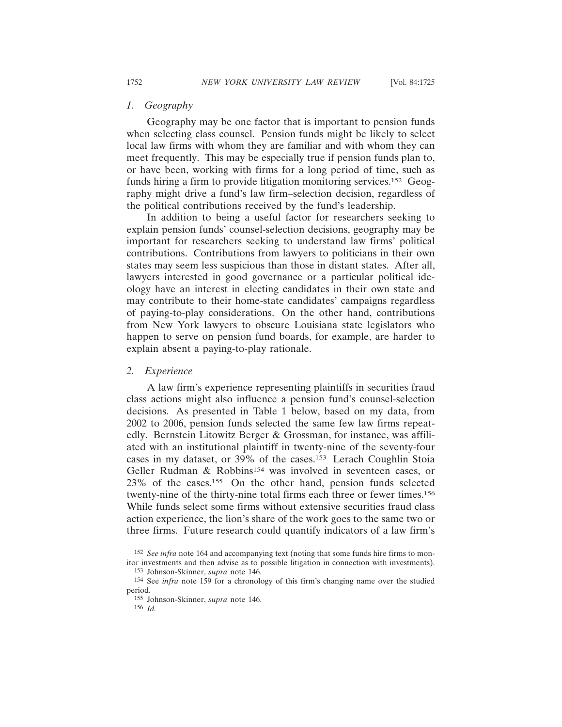### *1. Geography*

Geography may be one factor that is important to pension funds when selecting class counsel. Pension funds might be likely to select local law firms with whom they are familiar and with whom they can meet frequently. This may be especially true if pension funds plan to, or have been, working with firms for a long period of time, such as funds hiring a firm to provide litigation monitoring services.[152] Geography might drive a fund's law firm–selection decision, regardless of the political contributions received by the fund's leadership.

In addition to being a useful factor for researchers seeking to explain pension funds' counsel-selection decisions, geography may be important for researchers seeking to understand law firms' political contributions. Contributions from lawyers to politicians in their own states may seem less suspicious than those in distant states. After all, lawyers interested in good governance or a particular political ideology have an interest in electing candidates in their own state and may contribute to their home-state candidates' campaigns regardless of paying-to-play considerations. On the other hand, contributions from New York lawyers to obscure Louisiana state legislators who happen to serve on pension fund boards, for example, are harder to explain absent a paying-to-play rationale.

### *2. Experience*

A law firm's experience representing plaintiffs in securities fraud class actions might also influence a pension fund's counsel-selection decisions. As presented in Table 1 below, based on my data, from 2002 to 2006, pension funds selected the same few law firms repeatedly. Bernstein Litowitz Berger & Grossman, for instance, was affiliated with an institutional plaintiff in twenty-nine of the seventy-four cases in my dataset, or 39% of the cases.[153] Lerach Coughlin Stoia Geller Rudman & Robbins[154] was involved in seventeen cases, or 23% of the cases.[155] On the other hand, pension funds selected twenty-nine of the thirty-nine total firms each three or fewer times.[156] While funds select some firms without extensive securities fraud class action experience, the lion's share of the work goes to the same two or three firms. Future research could quantify indicators of a law firm's

---

[152] *See infra* note 164 and accompanying text (noting that some funds hire firms to monitor investments and then advise as to possible litigation in connection with investments).

[153] Johnson-Skinner, *supra* note 146.

[154] See *infra* note 159 for a chronology of this firm's changing name over the studied period.

[155] Johnson-Skinner, *supra* note 146.

[156] *Id.*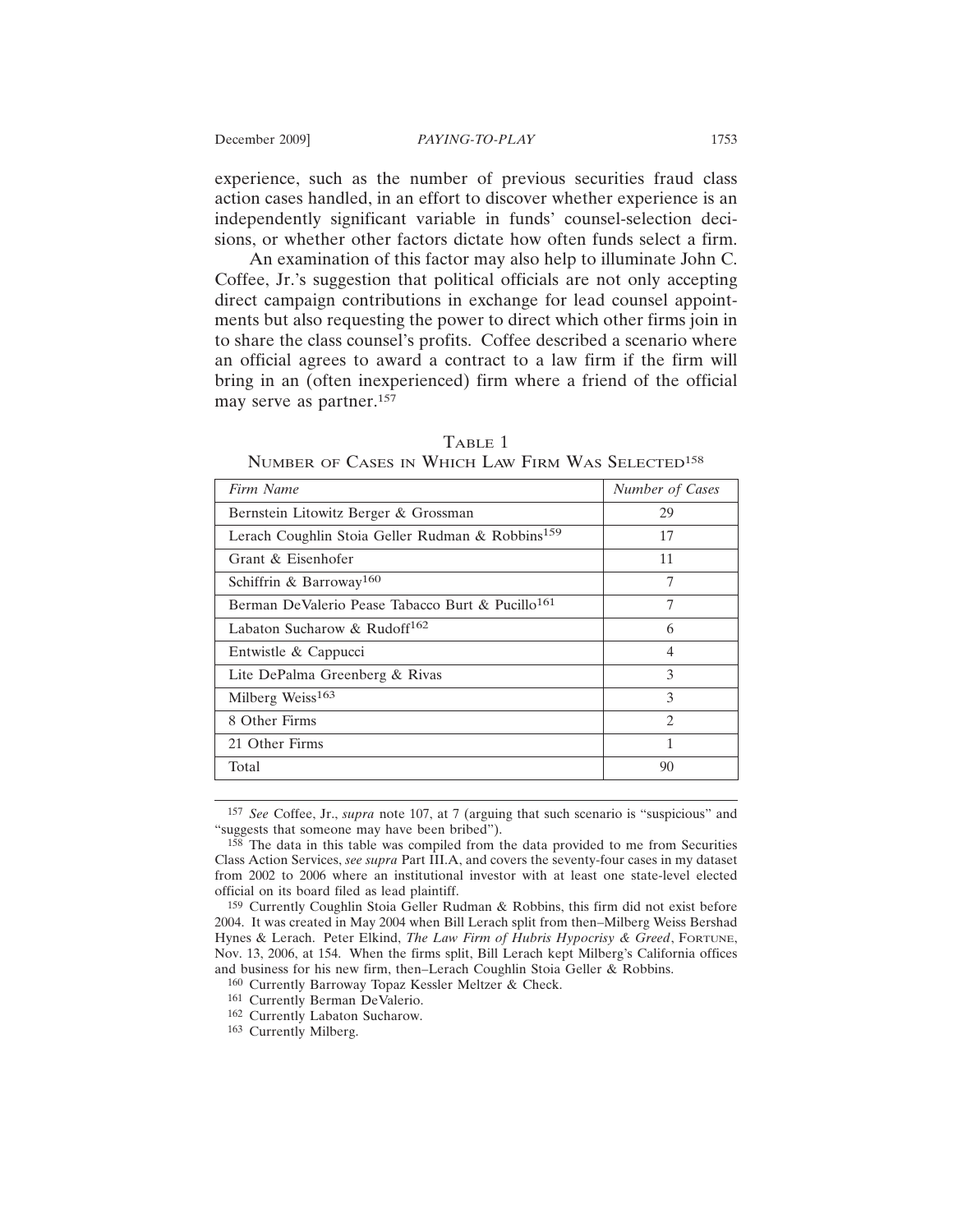experience, such as the number of previous securities fraud class action cases handled, in an effort to discover whether experience is an independently significant variable in funds' counsel-selection decisions, or whether other factors dictate how often funds select a firm.

An examination of this factor may also help to illuminate John C. Coffee, Jr.'s suggestion that political officials are not only accepting direct campaign contributions in exchange for lead counsel appointments but also requesting the power to direct which other firms join in to share the class counsel's profits. Coffee described a scenario where an official agrees to award a contract to a law firm if the firm will bring in an (often inexperienced) firm where a friend of the official may serve as partner.[157]

TABLE 1
NUMBER OF CASES IN WHICH LAW FIRM WAS SELECTED[158]

| *Firm Name* | *Number of Cases* |
|---|---|
| Bernstein Litowitz Berger & Grossman | 29 |
| Lerach Coughlin Stoia Geller Rudman & Robbins[159] | 17 |
| Grant & Eisenhofer | 11 |
| Schiffrin & Barroway[160] | 7 |
| Berman DeValerio Pease Tabacco Burt & Pucillo[161] | 7 |
| Labaton Sucharow & Rudoff[162] | 6 |
| Entwistle & Cappucci | 4 |
| Lite DePalma Greenberg & Rivas | 3 |
| Milberg Weiss[163] | 3 |
| 8 Other Firms | 2 |
| 21 Other Firms | 1 |
| Total | 90 |

---

[157] *See* Coffee, Jr., *supra* note 107, at 7 (arguing that such scenario is "suspicious" and "suggests that someone may have been bribed").

[158] The data in this table was compiled from the data provided to me from Securities Class Action Services, *see supra* Part III.A, and covers the seventy-four cases in my dataset from 2002 to 2006 where an institutional investor with at least one state-level elected official on its board filed as lead plaintiff.

[159] Currently Coughlin Stoia Geller Rudman & Robbins, this firm did not exist before 2004. It was created in May 2004 when Bill Lerach split from then–Milberg Weiss Bershad Hynes & Lerach. Peter Elkind, *The Law Firm of Hubris Hypocrisy & Greed*, FORTUNE, Nov. 13, 2006, at 154. When the firms split, Bill Lerach kept Milberg's California offices and business for his new firm, then–Lerach Coughlin Stoia Geller & Robbins.

[160] Currently Barroway Topaz Kessler Meltzer & Check.

[161] Currently Berman DeValerio.

[162] Currently Labaton Sucharow.

[163] Currently Milberg.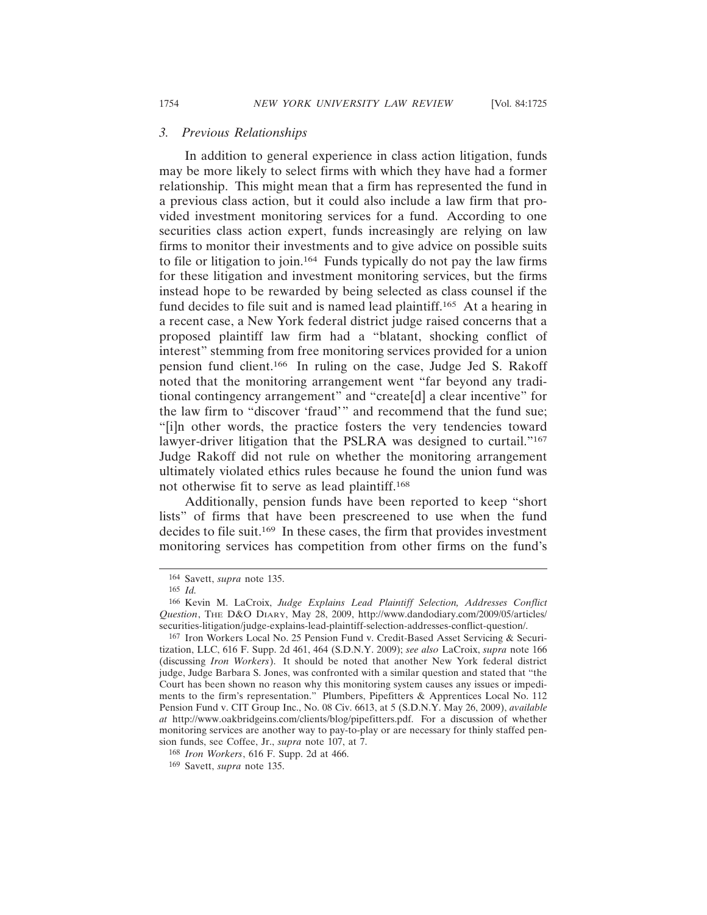### 3. *Previous Relationships*

In addition to general experience in class action litigation, funds may be more likely to select firms with which they have had a former relationship. This might mean that a firm has represented the fund in a previous class action, but it could also include a law firm that provided investment monitoring services for a fund. According to one securities class action expert, funds increasingly are relying on law firms to monitor their investments and to give advice on possible suits to file or litigation to join.[164] Funds typically do not pay the law firms for these litigation and investment monitoring services, but the firms instead hope to be rewarded by being selected as class counsel if the fund decides to file suit and is named lead plaintiff.[165] At a hearing in a recent case, a New York federal district judge raised concerns that a proposed plaintiff law firm had a "blatant, shocking conflict of interest" stemming from free monitoring services provided for a union pension fund client.[166] In ruling on the case, Judge Jed S. Rakoff noted that the monitoring arrangement went "far beyond any traditional contingency arrangement" and "create[d] a clear incentive" for the law firm to "discover 'fraud'" and recommend that the fund sue; "[i]n other words, the practice fosters the very tendencies toward lawyer-driver litigation that the PSLRA was designed to curtail."[167] Judge Rakoff did not rule on whether the monitoring arrangement ultimately violated ethics rules because he found the union fund was not otherwise fit to serve as lead plaintiff.[168]

Additionally, pension funds have been reported to keep "short lists" of firms that have been prescreened to use when the fund decides to file suit.[169] In these cases, the firm that provides investment monitoring services has competition from other firms on the fund's

---

[164] Savett, *supra* note 135.

[165] *Id.*

[166] Kevin M. LaCroix, *Judge Explains Lead Plaintiff Selection, Addresses Conflict Question*, THE D&O DIARY, May 28, 2009, http://www.dandodiary.com/2009/05/articles/securities-litigation/judge-explains-lead-plaintiff-selection-addresses-conflict-question/.

[167] Iron Workers Local No. 25 Pension Fund v. Credit-Based Asset Servicing & Securitization, LLC, 616 F. Supp. 2d 461, 464 (S.D.N.Y. 2009); *see also* LaCroix, *supra* note 166 (discussing *Iron Workers*). It should be noted that another New York federal district judge, Judge Barbara S. Jones, was confronted with a similar question and stated that "the Court has been shown no reason why this monitoring system causes any issues or impediments to the firm's representation." Plumbers, Pipefitters & Apprentices Local No. 112 Pension Fund v. CIT Group Inc., No. 08 Civ. 6613, at 5 (S.D.N.Y. May 26, 2009), *available at* http://www.oakbridgeins.com/clients/blog/pipefitters.pdf. For a discussion of whether monitoring services are another way to pay-to-play or are necessary for thinly staffed pension funds, see Coffee, Jr., *supra* note 107, at 7.

[168] *Iron Workers*, 616 F. Supp. 2d at 466.

[169] Savett, *supra* note 135.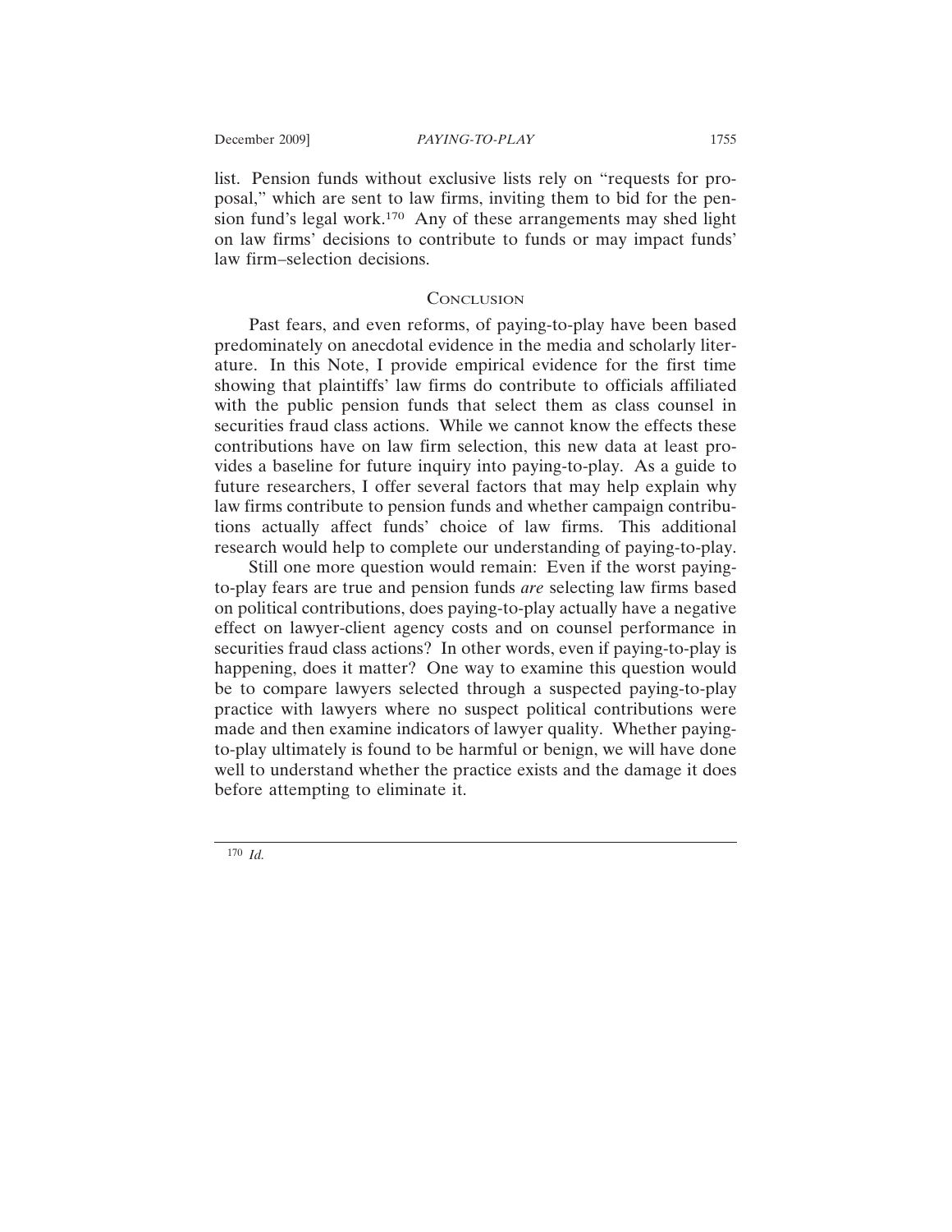list. Pension funds without exclusive lists rely on "requests for proposal," which are sent to law firms, inviting them to bid for the pension fund's legal work.[170] Any of these arrangements may shed light on law firms' decisions to contribute to funds or may impact funds' law firm–selection decisions.

## Conclusion

Past fears, and even reforms, of paying-to-play have been based predominately on anecdotal evidence in the media and scholarly literature. In this Note, I provide empirical evidence for the first time showing that plaintiffs' law firms do contribute to officials affiliated with the public pension funds that select them as class counsel in securities fraud class actions. While we cannot know the effects these contributions have on law firm selection, this new data at least provides a baseline for future inquiry into paying-to-play. As a guide to future researchers, I offer several factors that may help explain why law firms contribute to pension funds and whether campaign contributions actually affect funds' choice of law firms. This additional research would help to complete our understanding of paying-to-play.

Still one more question would remain: Even if the worst paying-to-play fears are true and pension funds *are* selecting law firms based on political contributions, does paying-to-play actually have a negative effect on lawyer-client agency costs and on counsel performance in securities fraud class actions? In other words, even if paying-to-play is happening, does it matter? One way to examine this question would be to compare lawyers selected through a suspected paying-to-play practice with lawyers where no suspect political contributions were made and then examine indicators of lawyer quality. Whether paying-to-play ultimately is found to be harmful or benign, we will have done well to understand whether the practice exists and the damage it does before attempting to eliminate it.

---

[170] *Id.*